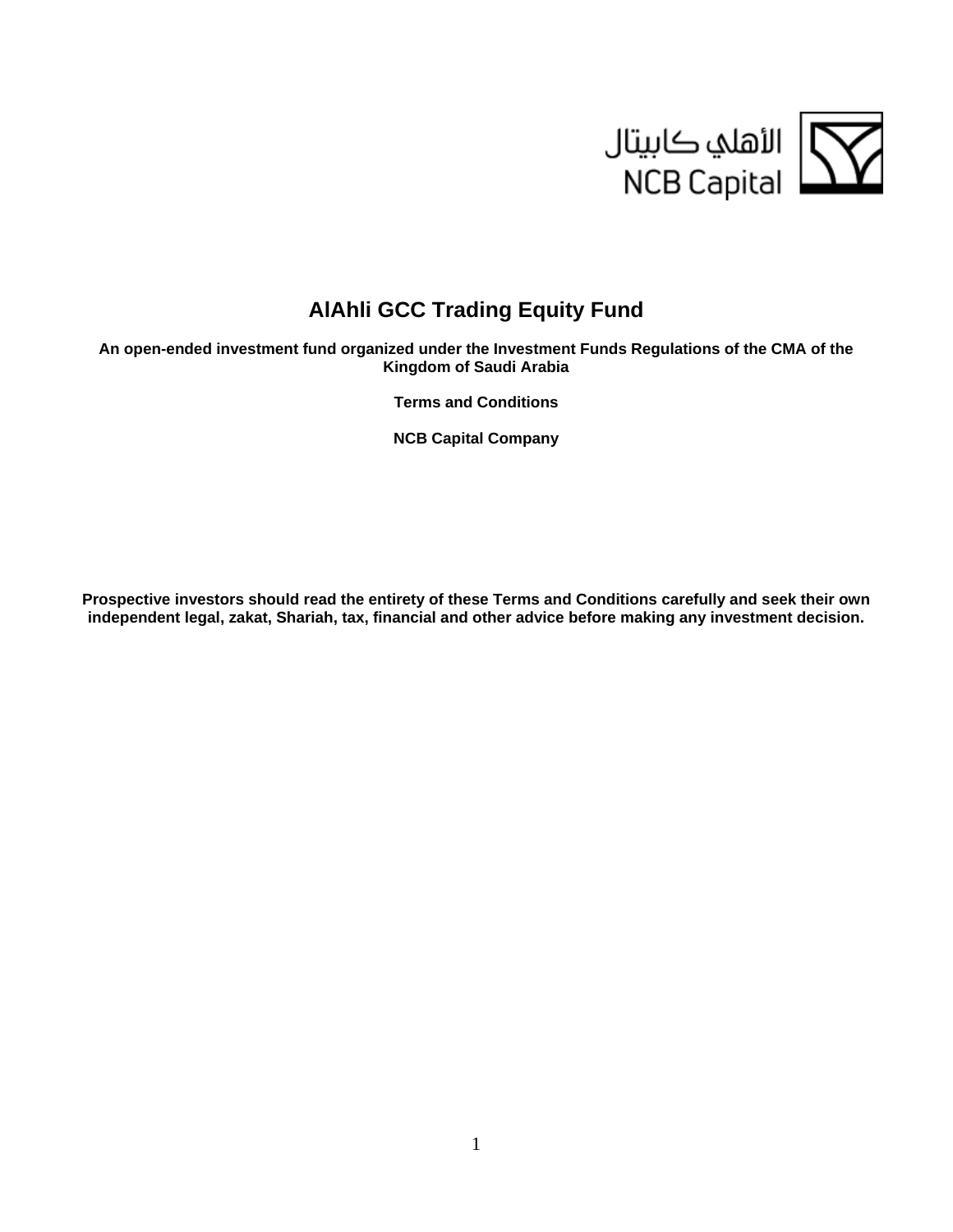الأهلي كابيتال
NCB Capital

# AlAhli GCC Trading Equity Fund

**An open-ended investment fund organized under the Investment Funds Regulations of the CMA of the Kingdom of Saudi Arabia**

**Terms and Conditions**

**NCB Capital Company**

**Prospective investors should read the entirety of these Terms and Conditions carefully and seek their own independent legal, zakat, Shariah, tax, financial and other advice before making any investment decision.**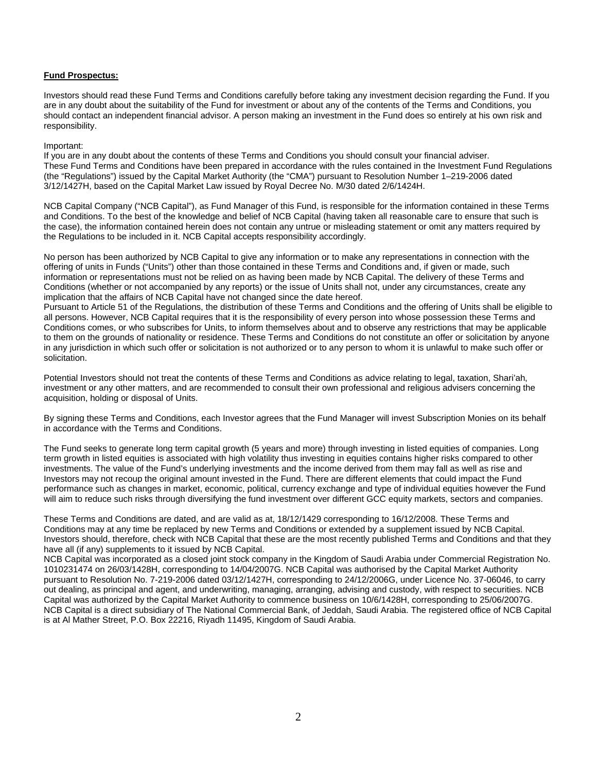**Fund Prospectus:**

Investors should read these Fund Terms and Conditions carefully before taking any investment decision regarding the Fund. If you are in any doubt about the suitability of the Fund for investment or about any of the contents of the Terms and Conditions, you should contact an independent financial advisor. A person making an investment in the Fund does so entirely at his own risk and responsibility.

Important:

If you are in any doubt about the contents of these Terms and Conditions you should consult your financial adviser. These Fund Terms and Conditions have been prepared in accordance with the rules contained in the Investment Fund Regulations (the "Regulations") issued by the Capital Market Authority (the "CMA") pursuant to Resolution Number 1–219-2006 dated 3/12/1427H, based on the Capital Market Law issued by Royal Decree No. M/30 dated 2/6/1424H.

NCB Capital Company ("NCB Capital"), as Fund Manager of this Fund, is responsible for the information contained in these Terms and Conditions. To the best of the knowledge and belief of NCB Capital (having taken all reasonable care to ensure that such is the case), the information contained herein does not contain any untrue or misleading statement or omit any matters required by the Regulations to be included in it. NCB Capital accepts responsibility accordingly.

No person has been authorized by NCB Capital to give any information or to make any representations in connection with the offering of units in Funds ("Units") other than those contained in these Terms and Conditions and, if given or made, such information or representations must not be relied on as having been made by NCB Capital. The delivery of these Terms and Conditions (whether or not accompanied by any reports) or the issue of Units shall not, under any circumstances, create any implication that the affairs of NCB Capital have not changed since the date hereof.

Pursuant to Article 51 of the Regulations, the distribution of these Terms and Conditions and the offering of Units shall be eligible to all persons. However, NCB Capital requires that it is the responsibility of every person into whose possession these Terms and Conditions comes, or who subscribes for Units, to inform themselves about and to observe any restrictions that may be applicable to them on the grounds of nationality or residence. These Terms and Conditions do not constitute an offer or solicitation by anyone in any jurisdiction in which such offer or solicitation is not authorized or to any person to whom it is unlawful to make such offer or solicitation.

Potential Investors should not treat the contents of these Terms and Conditions as advice relating to legal, taxation, Shari'ah, investment or any other matters, and are recommended to consult their own professional and religious advisers concerning the acquisition, holding or disposal of Units.

By signing these Terms and Conditions, each Investor agrees that the Fund Manager will invest Subscription Monies on its behalf in accordance with the Terms and Conditions.

The Fund seeks to generate long term capital growth (5 years and more) through investing in listed equities of companies. Long term growth in listed equities is associated with high volatility thus investing in equities contains higher risks compared to other investments. The value of the Fund's underlying investments and the income derived from them may fall as well as rise and Investors may not recoup the original amount invested in the Fund. There are different elements that could impact the Fund performance such as changes in market, economic, political, currency exchange and type of individual equities however the Fund will aim to reduce such risks through diversifying the fund investment over different GCC equity markets, sectors and companies.

These Terms and Conditions are dated, and are valid as at, 18/12/1429 corresponding to 16/12/2008. These Terms and Conditions may at any time be replaced by new Terms and Conditions or extended by a supplement issued by NCB Capital. Investors should, therefore, check with NCB Capital that these are the most recently published Terms and Conditions and that they have all (if any) supplements to it issued by NCB Capital.

NCB Capital was incorporated as a closed joint stock company in the Kingdom of Saudi Arabia under Commercial Registration No. 1010231474 on 26/03/1428H, corresponding to 14/04/2007G. NCB Capital was authorised by the Capital Market Authority pursuant to Resolution No. 7-219-2006 dated 03/12/1427H, corresponding to 24/12/2006G, under Licence No. 37-06046, to carry out dealing, as principal and agent, and underwriting, managing, arranging, advising and custody, with respect to securities. NCB Capital was authorized by the Capital Market Authority to commence business on 10/6/1428H, corresponding to 25/06/2007G. NCB Capital is a direct subsidiary of The National Commercial Bank, of Jeddah, Saudi Arabia. The registered office of NCB Capital is at Al Mather Street, P.O. Box 22216, Riyadh 11495, Kingdom of Saudi Arabia.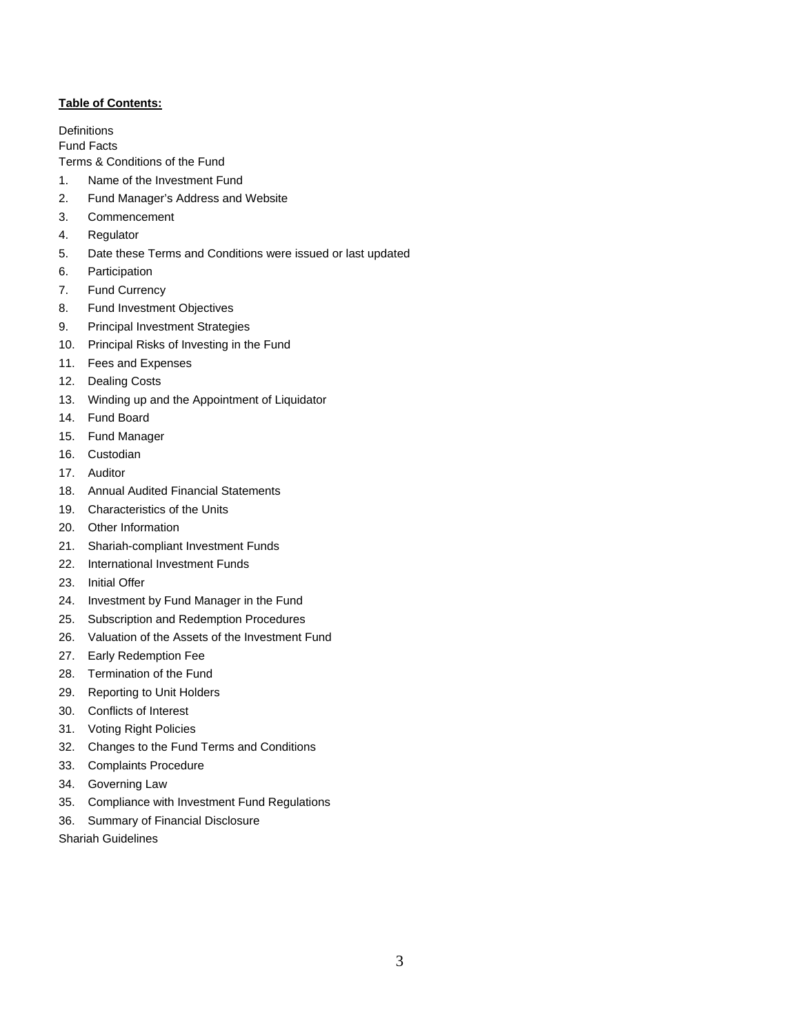**<u>Table of Contents:</u>**

Definitions
Fund Facts
Terms & Conditions of the Fund

1. Name of the Investment Fund
2. Fund Manager's Address and Website
3. Commencement
4. Regulator
5. Date these Terms and Conditions were issued or last updated
6. Participation
7. Fund Currency
8. Fund Investment Objectives
9. Principal Investment Strategies
10. Principal Risks of Investing in the Fund
11. Fees and Expenses
12. Dealing Costs
13. Winding up and the Appointment of Liquidator
14. Fund Board
15. Fund Manager
16. Custodian
17. Auditor
18. Annual Audited Financial Statements
19. Characteristics of the Units
20. Other Information
21. Shariah-compliant Investment Funds
22. International Investment Funds
23. Initial Offer
24. Investment by Fund Manager in the Fund
25. Subscription and Redemption Procedures
26. Valuation of the Assets of the Investment Fund
27. Early Redemption Fee
28. Termination of the Fund
29. Reporting to Unit Holders
30. Conflicts of Interest
31. Voting Right Policies
32. Changes to the Fund Terms and Conditions
33. Complaints Procedure
34. Governing Law
35. Compliance with Investment Fund Regulations
36. Summary of Financial Disclosure

Shariah Guidelines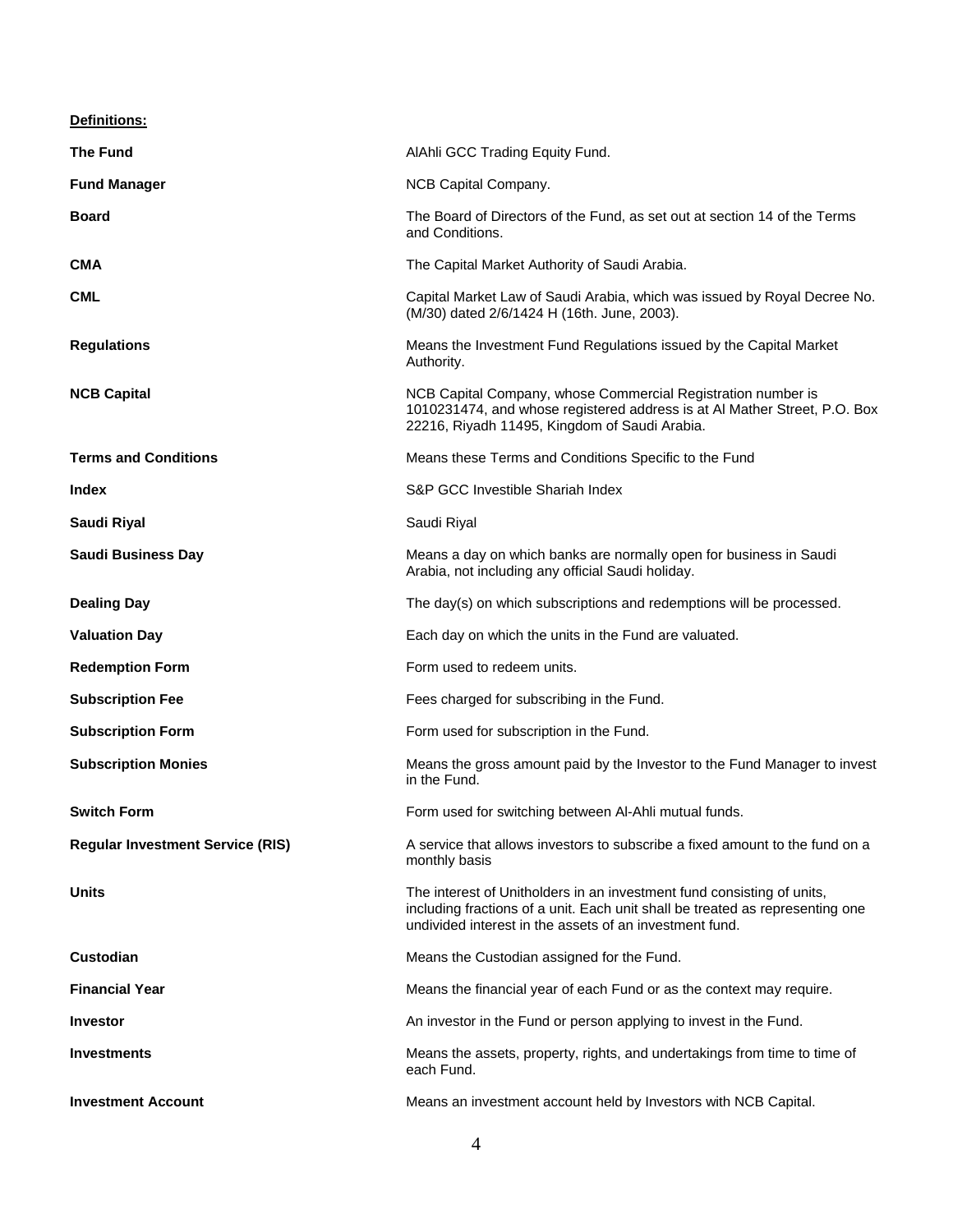**Definitions:**

| | |
|---|---|
| **The Fund** | AlAhli GCC Trading Equity Fund. |
| **Fund Manager** | NCB Capital Company. |
| **Board** | The Board of Directors of the Fund, as set out at section 14 of the Terms and Conditions. |
| **CMA** | The Capital Market Authority of Saudi Arabia. |
| **CML** | Capital Market Law of Saudi Arabia, which was issued by Royal Decree No. (M/30) dated 2/6/1424 H (16th. June, 2003). |
| **Regulations** | Means the Investment Fund Regulations issued by the Capital Market Authority. |
| **NCB Capital** | NCB Capital Company, whose Commercial Registration number is 1010231474, and whose registered address is at Al Mather Street, P.O. Box 22216, Riyadh 11495, Kingdom of Saudi Arabia. |
| **Terms and Conditions** | Means these Terms and Conditions Specific to the Fund |
| **Index** | S&P GCC Investible Shariah Index |
| **Saudi Riyal** | Saudi Riyal |
| **Saudi Business Day** | Means a day on which banks are normally open for business in Saudi Arabia, not including any official Saudi holiday. |
| **Dealing Day** | The day(s) on which subscriptions and redemptions will be processed. |
| **Valuation Day** | Each day on which the units in the Fund are valuated. |
| **Redemption Form** | Form used to redeem units. |
| **Subscription Fee** | Fees charged for subscribing in the Fund. |
| **Subscription Form** | Form used for subscription in the Fund. |
| **Subscription Monies** | Means the gross amount paid by the Investor to the Fund Manager to invest in the Fund. |
| **Switch Form** | Form used for switching between Al-Ahli mutual funds. |
| **Regular Investment Service (RIS)** | A service that allows investors to subscribe a fixed amount to the fund on a monthly basis |
| **Units** | The interest of Unitholders in an investment fund consisting of units, including fractions of a unit. Each unit shall be treated as representing one undivided interest in the assets of an investment fund. |
| **Custodian** | Means the Custodian assigned for the Fund. |
| **Financial Year** | Means the financial year of each Fund or as the context may require. |
| **Investor** | An investor in the Fund or person applying to invest in the Fund. |
| **Investments** | Means the assets, property, rights, and undertakings from time to time of each Fund. |
| **Investment Account** | Means an investment account held by Investors with NCB Capital. |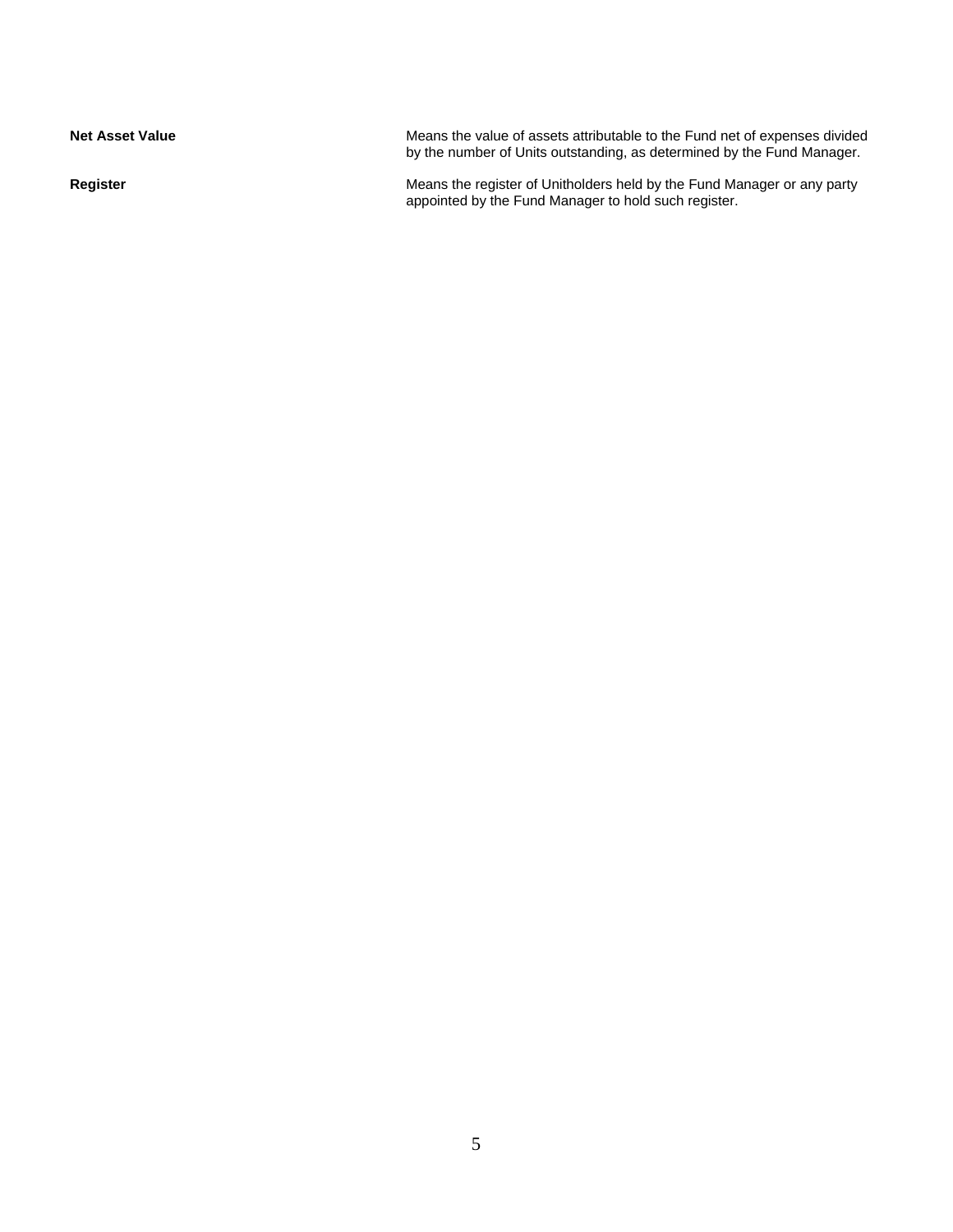| | |
|---|---|
| **Net Asset Value** | Means the value of assets attributable to the Fund net of expenses divided by the number of Units outstanding, as determined by the Fund Manager. |
| **Register** | Means the register of Unitholders held by the Fund Manager or any party appointed by the Fund Manager to hold such register. |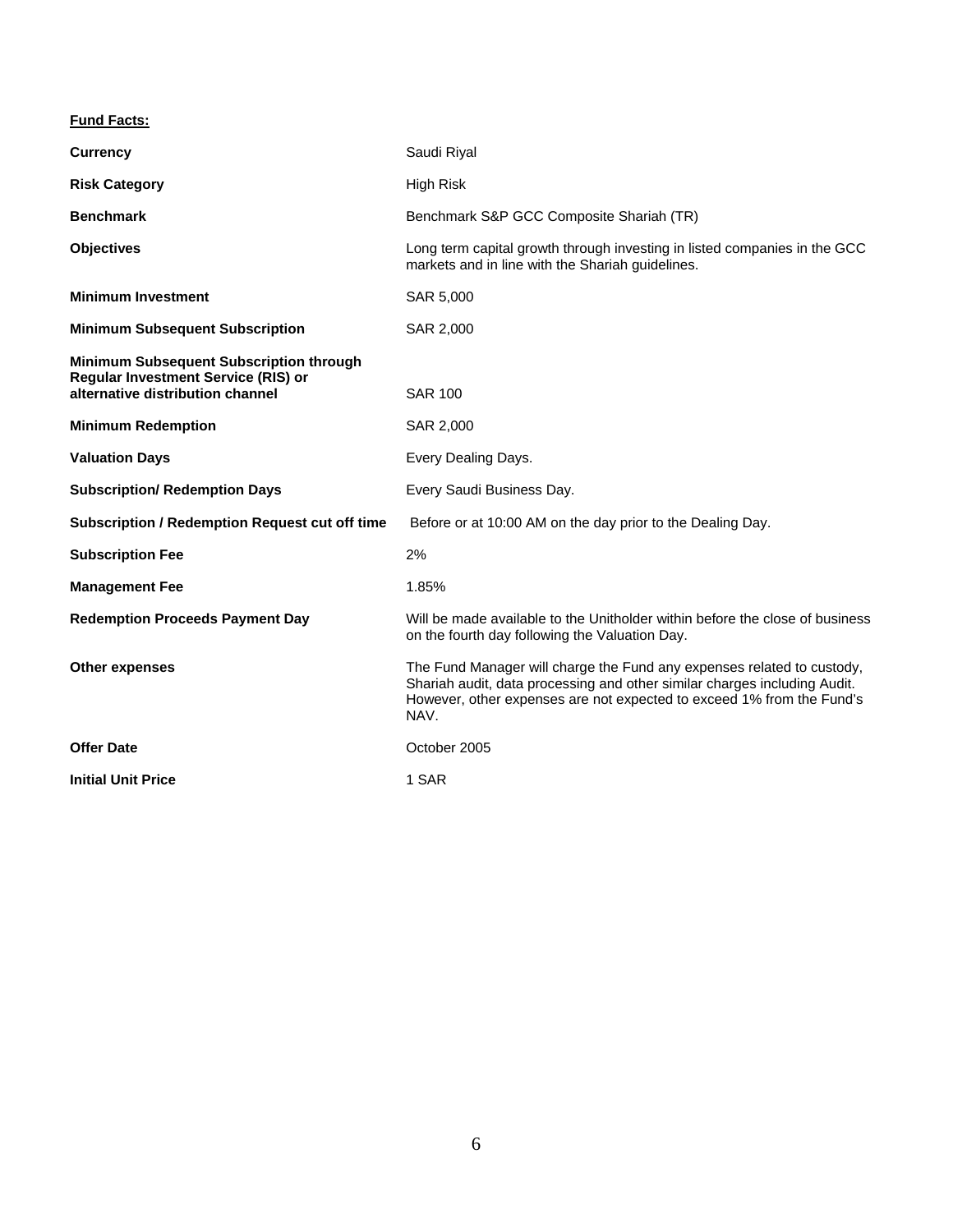**Fund Facts:**

| | |
|---|---|
| **Currency** | Saudi Riyal |
| **Risk Category** | High Risk |
| **Benchmark** | Benchmark S&P GCC Composite Shariah (TR) |
| **Objectives** | Long term capital growth through investing in listed companies in the GCC markets and in line with the Shariah guidelines. |
| **Minimum Investment** | SAR 5,000 |
| **Minimum Subsequent Subscription** | SAR 2,000 |
| **Minimum Subsequent Subscription through Regular Investment Service (RIS) or alternative distribution channel** | SAR 100 |
| **Minimum Redemption** | SAR 2,000 |
| **Valuation Days** | Every Dealing Days. |
| **Subscription/ Redemption Days** | Every Saudi Business Day. |
| **Subscription / Redemption Request cut off time** | Before or at 10:00 AM on the day prior to the Dealing Day. |
| **Subscription Fee** | 2% |
| **Management Fee** | 1.85% |
| **Redemption Proceeds Payment Day** | Will be made available to the Unitholder within before the close of business on the fourth day following the Valuation Day. |
| **Other expenses** | The Fund Manager will charge the Fund any expenses related to custody, Shariah audit, data processing and other similar charges including Audit. However, other expenses are not expected to exceed 1% from the Fund's NAV. |
| **Offer Date** | October 2005 |
| **Initial Unit Price** | 1 SAR |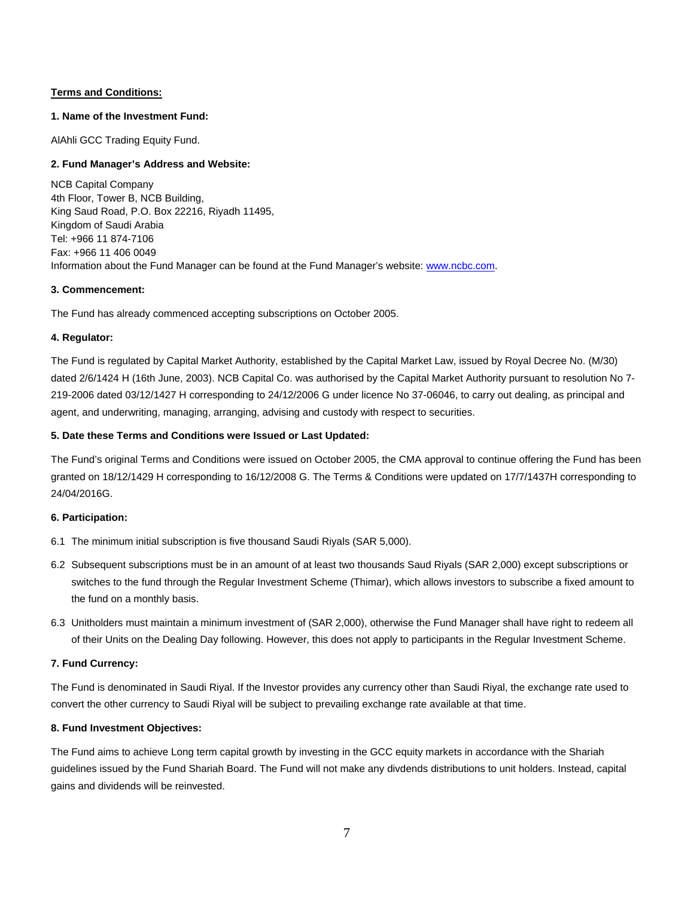**Terms and Conditions:**

**1. Name of the Investment Fund:**

AlAhli GCC Trading Equity Fund.

**2. Fund Manager's Address and Website:**

NCB Capital Company
4th Floor, Tower B, NCB Building,
King Saud Road, P.O. Box 22216, Riyadh 11495,
Kingdom of Saudi Arabia
Tel: +966 11 874-7106
Fax: +966 11 406 0049
Information about the Fund Manager can be found at the Fund Manager's website: www.ncbc.com.

**3. Commencement:**

The Fund has already commenced accepting subscriptions on October 2005.

**4. Regulator:**

The Fund is regulated by Capital Market Authority, established by the Capital Market Law, issued by Royal Decree No. (M/30) dated 2/6/1424 H (16th June, 2003). NCB Capital Co. was authorised by the Capital Market Authority pursuant to resolution No 7-219-2006 dated 03/12/1427 H corresponding to 24/12/2006 G under licence No 37-06046, to carry out dealing, as principal and agent, and underwriting, managing, arranging, advising and custody with respect to securities.

**5. Date these Terms and Conditions were Issued or Last Updated:**

The Fund's original Terms and Conditions were issued on October 2005, the CMA approval to continue offering the Fund has been granted on 18/12/1429 H corresponding to 16/12/2008 G. The Terms & Conditions were updated on 17/7/1437H corresponding to 24/04/2016G.

**6. Participation:**

6.1 The minimum initial subscription is five thousand Saudi Riyals (SAR 5,000).

6.2 Subsequent subscriptions must be in an amount of at least two thousands Saud Riyals (SAR 2,000) except subscriptions or switches to the fund through the Regular Investment Scheme (Thimar), which allows investors to subscribe a fixed amount to the fund on a monthly basis.

6.3 Unitholders must maintain a minimum investment of (SAR 2,000), otherwise the Fund Manager shall have right to redeem all of their Units on the Dealing Day following. However, this does not apply to participants in the Regular Investment Scheme.

**7. Fund Currency:**

The Fund is denominated in Saudi Riyal. If the Investor provides any currency other than Saudi Riyal, the exchange rate used to convert the other currency to Saudi Riyal will be subject to prevailing exchange rate available at that time.

**8. Fund Investment Objectives:**

The Fund aims to achieve Long term capital growth by investing in the GCC equity markets in accordance with the Shariah guidelines issued by the Fund Shariah Board. The Fund will not make any divdends distributions to unit holders. Instead, capital gains and dividends will be reinvested.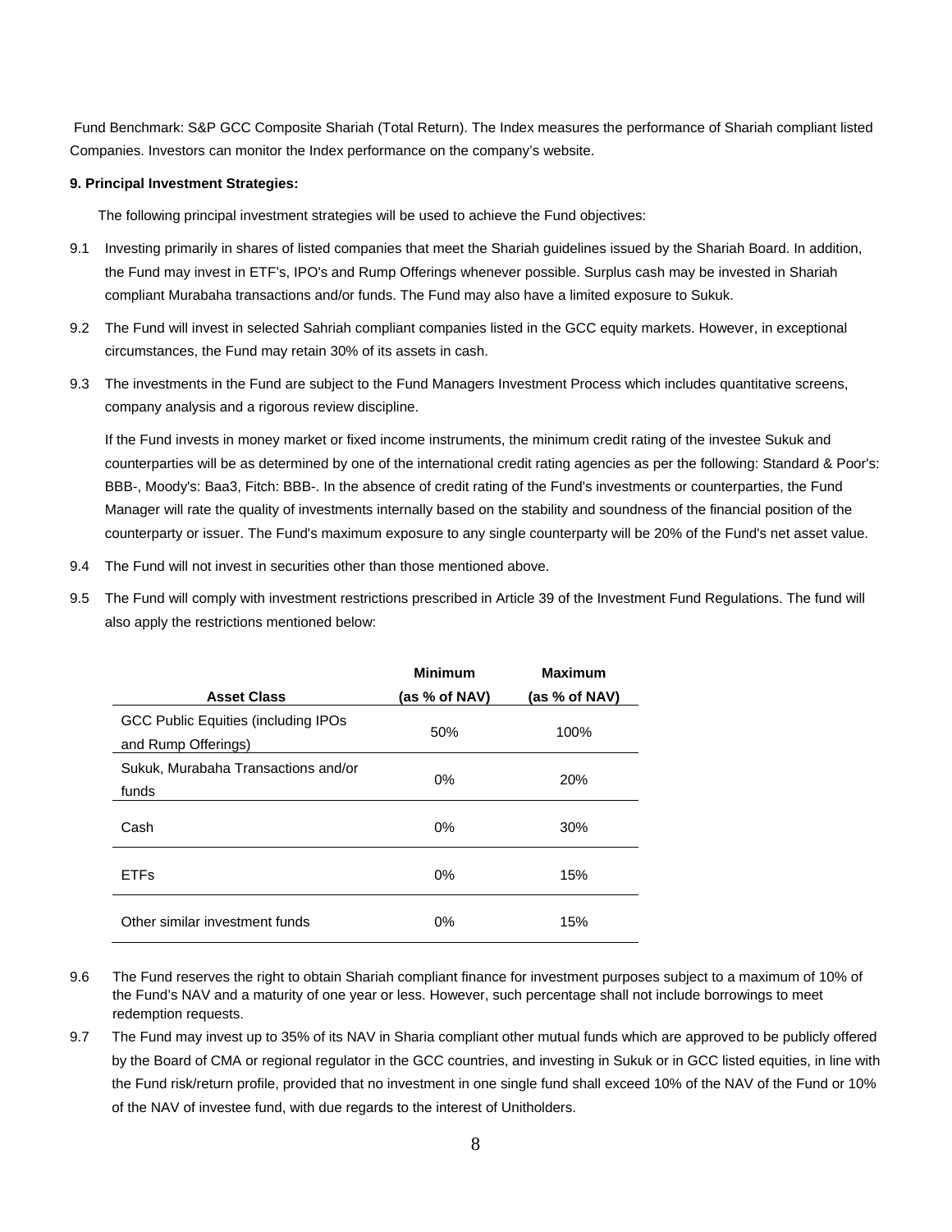Fund Benchmark: S&P GCC Composite Shariah (Total Return). The Index measures the performance of Shariah compliant listed Companies. Investors can monitor the Index performance on the company's website.

**9. Principal Investment Strategies:**

The following principal investment strategies will be used to achieve the Fund objectives:

9.1 Investing primarily in shares of listed companies that meet the Shariah guidelines issued by the Shariah Board. In addition, the Fund may invest in ETF's, IPO's and Rump Offerings whenever possible. Surplus cash may be invested in Shariah compliant Murabaha transactions and/or funds. The Fund may also have a limited exposure to Sukuk.

9.2 The Fund will invest in selected Sahriah compliant companies listed in the GCC equity markets. However, in exceptional circumstances, the Fund may retain 30% of its assets in cash.

9.3 The investments in the Fund are subject to the Fund Managers Investment Process which includes quantitative screens, company analysis and a rigorous review discipline.

If the Fund invests in money market or fixed income instruments, the minimum credit rating of the investee Sukuk and counterparties will be as determined by one of the international credit rating agencies as per the following: Standard & Poor's: BBB-, Moody's: Baa3, Fitch: BBB-. In the absence of credit rating of the Fund's investments or counterparties, the Fund Manager will rate the quality of investments internally based on the stability and soundness of the financial position of the counterparty or issuer. The Fund's maximum exposure to any single counterparty will be 20% of the Fund's net asset value.

9.4 The Fund will not invest in securities other than those mentioned above.

9.5 The Fund will comply with investment restrictions prescribed in Article 39 of the Investment Fund Regulations. The fund will also apply the restrictions mentioned below:

| Asset Class | Minimum (as % of NAV) | Maximum (as % of NAV) |
|---|---|---|
| GCC Public Equities (including IPOs and Rump Offerings) | 50% | 100% |
| Sukuk, Murabaha Transactions and/or funds | 0% | 20% |
| Cash | 0% | 30% |
| ETFs | 0% | 15% |
| Other similar investment funds | 0% | 15% |

9.6 The Fund reserves the right to obtain Shariah compliant finance for investment purposes subject to a maximum of 10% of the Fund's NAV and a maturity of one year or less. However, such percentage shall not include borrowings to meet redemption requests.

9.7 The Fund may invest up to 35% of its NAV in Sharia compliant other mutual funds which are approved to be publicly offered by the Board of CMA or regional regulator in the GCC countries, and investing in Sukuk or in GCC listed equities, in line with the Fund risk/return profile, provided that no investment in one single fund shall exceed 10% of the NAV of the Fund or 10% of the NAV of investee fund, with due regards to the interest of Unitholders.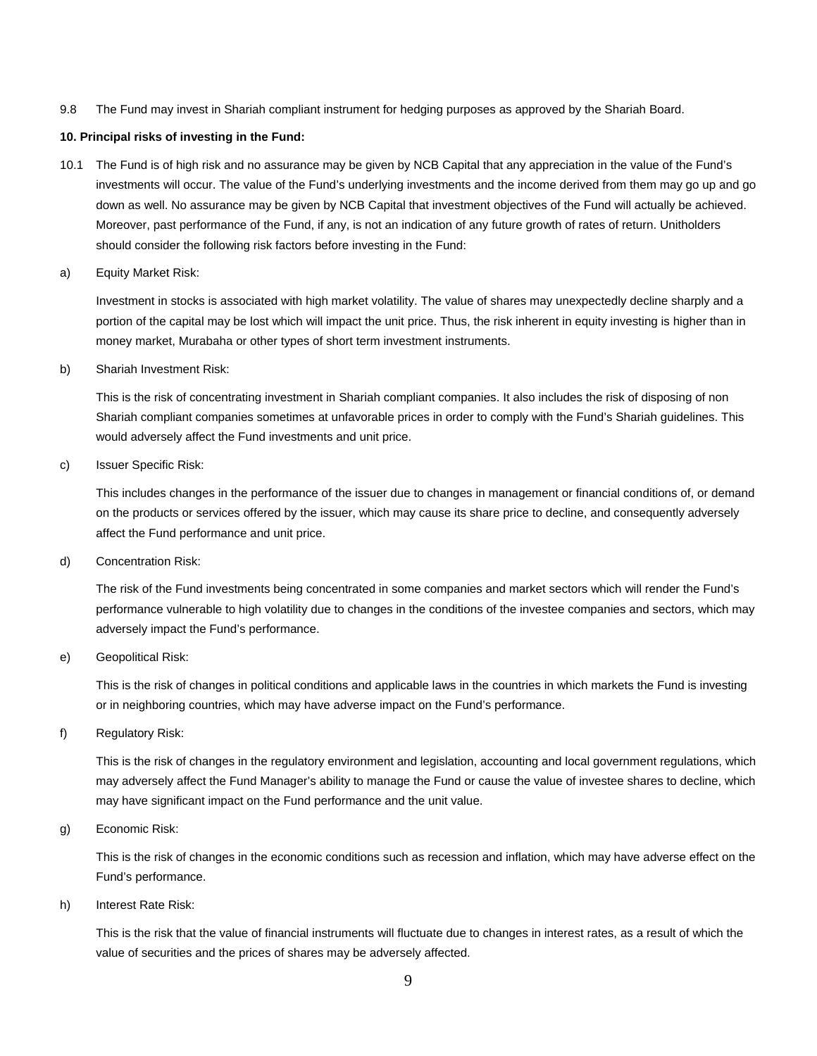9.8 The Fund may invest in Shariah compliant instrument for hedging purposes as approved by the Shariah Board.

**10. Principal risks of investing in the Fund:**

10.1 The Fund is of high risk and no assurance may be given by NCB Capital that any appreciation in the value of the Fund's investments will occur. The value of the Fund's underlying investments and the income derived from them may go up and go down as well. No assurance may be given by NCB Capital that investment objectives of the Fund will actually be achieved. Moreover, past performance of the Fund, if any, is not an indication of any future growth of rates of return. Unitholders should consider the following risk factors before investing in the Fund:

a) Equity Market Risk:

Investment in stocks is associated with high market volatility. The value of shares may unexpectedly decline sharply and a portion of the capital may be lost which will impact the unit price. Thus, the risk inherent in equity investing is higher than in money market, Murabaha or other types of short term investment instruments.

b) Shariah Investment Risk:

This is the risk of concentrating investment in Shariah compliant companies. It also includes the risk of disposing of non Shariah compliant companies sometimes at unfavorable prices in order to comply with the Fund's Shariah guidelines. This would adversely affect the Fund investments and unit price.

c) Issuer Specific Risk:

This includes changes in the performance of the issuer due to changes in management or financial conditions of, or demand on the products or services offered by the issuer, which may cause its share price to decline, and consequently adversely affect the Fund performance and unit price.

d) Concentration Risk:

The risk of the Fund investments being concentrated in some companies and market sectors which will render the Fund's performance vulnerable to high volatility due to changes in the conditions of the investee companies and sectors, which may adversely impact the Fund's performance.

e) Geopolitical Risk:

This is the risk of changes in political conditions and applicable laws in the countries in which markets the Fund is investing or in neighboring countries, which may have adverse impact on the Fund's performance.

f) Regulatory Risk:

This is the risk of changes in the regulatory environment and legislation, accounting and local government regulations, which may adversely affect the Fund Manager's ability to manage the Fund or cause the value of investee shares to decline, which may have significant impact on the Fund performance and the unit value.

g) Economic Risk:

This is the risk of changes in the economic conditions such as recession and inflation, which may have adverse effect on the Fund's performance.

h) Interest Rate Risk:

This is the risk that the value of financial instruments will fluctuate due to changes in interest rates, as a result of which the value of securities and the prices of shares may be adversely affected.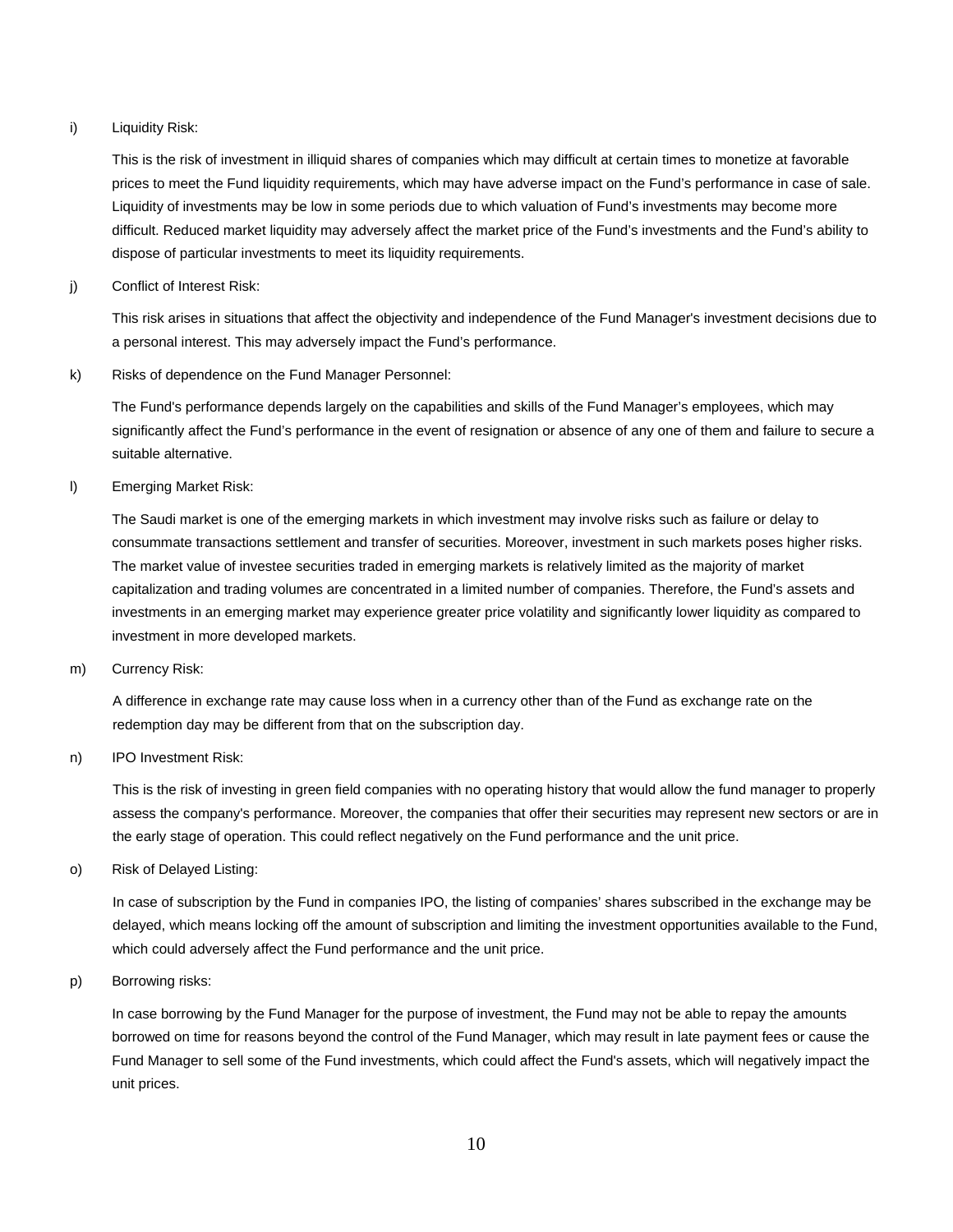i) Liquidity Risk:

This is the risk of investment in illiquid shares of companies which may difficult at certain times to monetize at favorable prices to meet the Fund liquidity requirements, which may have adverse impact on the Fund's performance in case of sale. Liquidity of investments may be low in some periods due to which valuation of Fund's investments may become more difficult. Reduced market liquidity may adversely affect the market price of the Fund's investments and the Fund's ability to dispose of particular investments to meet its liquidity requirements.

j) Conflict of Interest Risk:

This risk arises in situations that affect the objectivity and independence of the Fund Manager's investment decisions due to a personal interest. This may adversely impact the Fund's performance.

k) Risks of dependence on the Fund Manager Personnel:

The Fund's performance depends largely on the capabilities and skills of the Fund Manager's employees, which may significantly affect the Fund's performance in the event of resignation or absence of any one of them and failure to secure a suitable alternative.

l) Emerging Market Risk:

The Saudi market is one of the emerging markets in which investment may involve risks such as failure or delay to consummate transactions settlement and transfer of securities. Moreover, investment in such markets poses higher risks. The market value of investee securities traded in emerging markets is relatively limited as the majority of market capitalization and trading volumes are concentrated in a limited number of companies. Therefore, the Fund's assets and investments in an emerging market may experience greater price volatility and significantly lower liquidity as compared to investment in more developed markets.

m) Currency Risk:

A difference in exchange rate may cause loss when in a currency other than of the Fund as exchange rate on the redemption day may be different from that on the subscription day.

n) IPO Investment Risk:

This is the risk of investing in green field companies with no operating history that would allow the fund manager to properly assess the company's performance. Moreover, the companies that offer their securities may represent new sectors or are in the early stage of operation. This could reflect negatively on the Fund performance and the unit price.

o) Risk of Delayed Listing:

In case of subscription by the Fund in companies IPO, the listing of companies' shares subscribed in the exchange may be delayed, which means locking off the amount of subscription and limiting the investment opportunities available to the Fund, which could adversely affect the Fund performance and the unit price.

p) Borrowing risks:

In case borrowing by the Fund Manager for the purpose of investment, the Fund may not be able to repay the amounts borrowed on time for reasons beyond the control of the Fund Manager, which may result in late payment fees or cause the Fund Manager to sell some of the Fund investments, which could affect the Fund's assets, which will negatively impact the unit prices.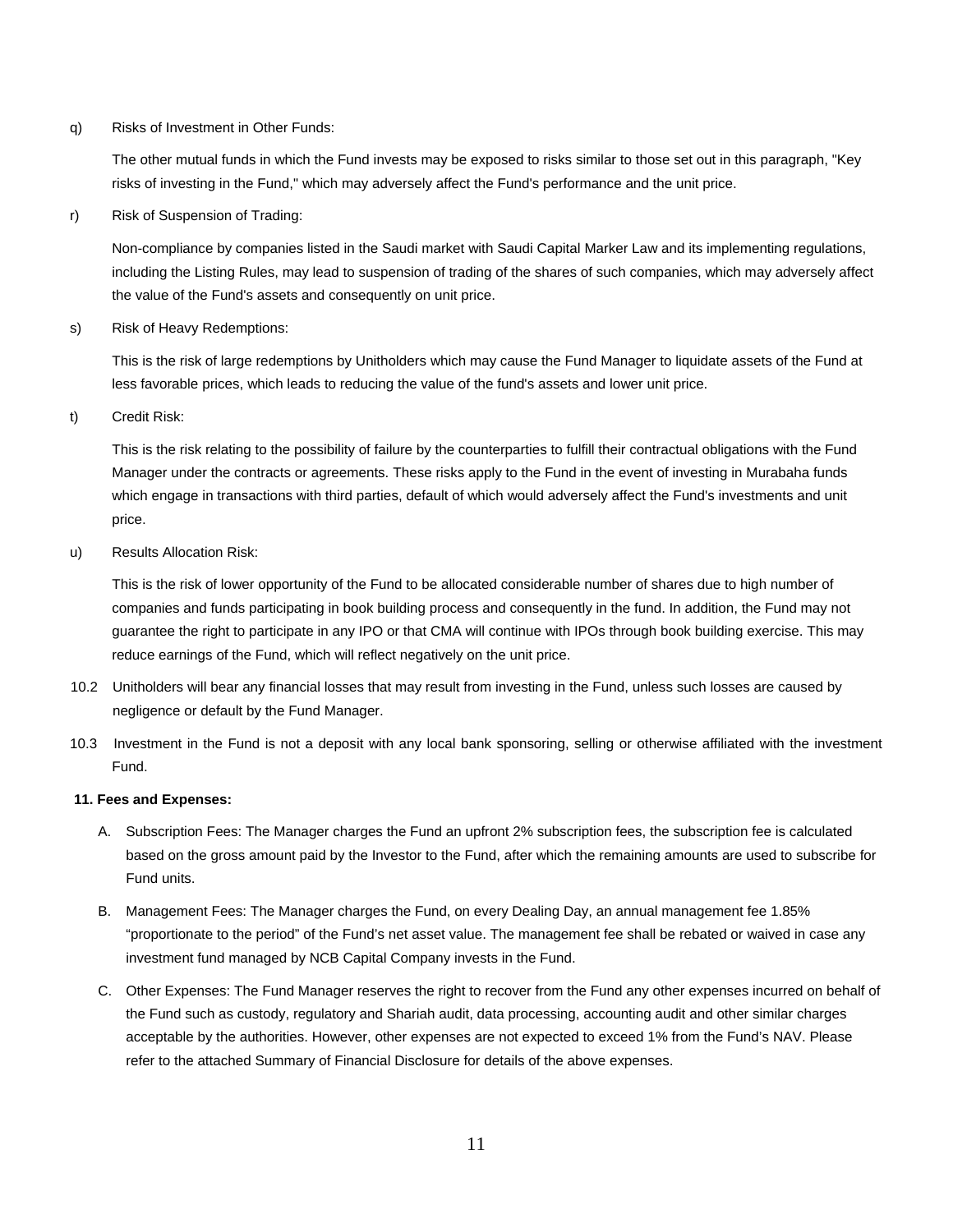q) Risks of Investment in Other Funds:

The other mutual funds in which the Fund invests may be exposed to risks similar to those set out in this paragraph, "Key risks of investing in the Fund," which may adversely affect the Fund's performance and the unit price.

r) Risk of Suspension of Trading:

Non-compliance by companies listed in the Saudi market with Saudi Capital Marker Law and its implementing regulations, including the Listing Rules, may lead to suspension of trading of the shares of such companies, which may adversely affect the value of the Fund's assets and consequently on unit price.

s) Risk of Heavy Redemptions:

This is the risk of large redemptions by Unitholders which may cause the Fund Manager to liquidate assets of the Fund at less favorable prices, which leads to reducing the value of the fund's assets and lower unit price.

t) Credit Risk:

This is the risk relating to the possibility of failure by the counterparties to fulfill their contractual obligations with the Fund Manager under the contracts or agreements. These risks apply to the Fund in the event of investing in Murabaha funds which engage in transactions with third parties, default of which would adversely affect the Fund's investments and unit price.

u) Results Allocation Risk:

This is the risk of lower opportunity of the Fund to be allocated considerable number of shares due to high number of companies and funds participating in book building process and consequently in the fund. In addition, the Fund may not guarantee the right to participate in any IPO or that CMA will continue with IPOs through book building exercise. This may reduce earnings of the Fund, which will reflect negatively on the unit price.

10.2 Unitholders will bear any financial losses that may result from investing in the Fund, unless such losses are caused by negligence or default by the Fund Manager.

10.3 Investment in the Fund is not a deposit with any local bank sponsoring, selling or otherwise affiliated with the investment Fund.

**11. Fees and Expenses:**

A. Subscription Fees: The Manager charges the Fund an upfront 2% subscription fees, the subscription fee is calculated based on the gross amount paid by the Investor to the Fund, after which the remaining amounts are used to subscribe for Fund units.

B. Management Fees: The Manager charges the Fund, on every Dealing Day, an annual management fee 1.85% “proportionate to the period” of the Fund’s net asset value. The management fee shall be rebated or waived in case any investment fund managed by NCB Capital Company invests in the Fund.

C. Other Expenses: The Fund Manager reserves the right to recover from the Fund any other expenses incurred on behalf of the Fund such as custody, regulatory and Shariah audit, data processing, accounting audit and other similar charges acceptable by the authorities. However, other expenses are not expected to exceed 1% from the Fund’s NAV. Please refer to the attached Summary of Financial Disclosure for details of the above expenses.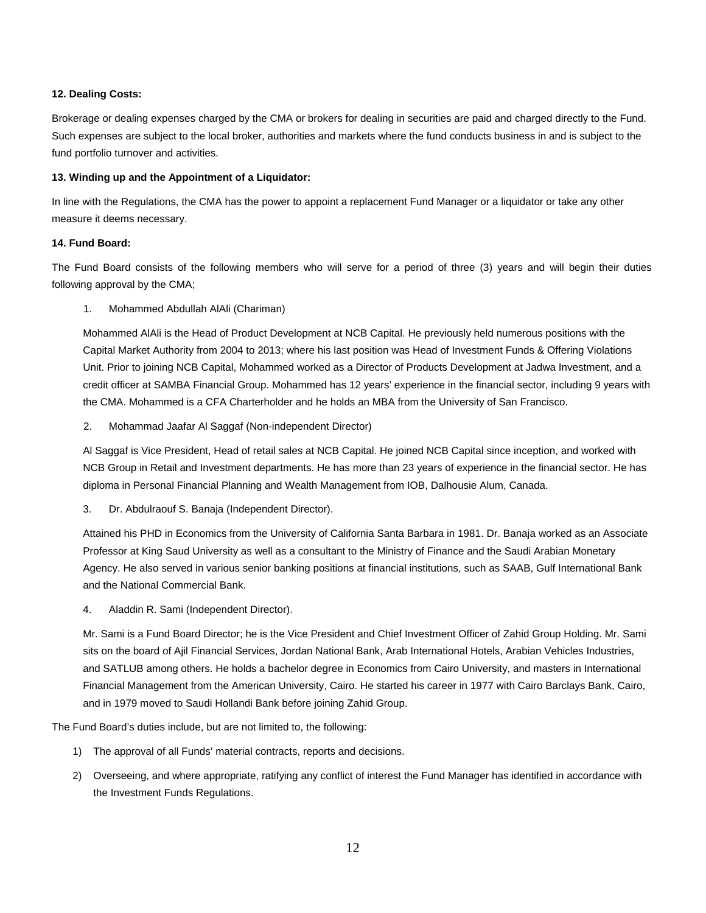**12. Dealing Costs:**

Brokerage or dealing expenses charged by the CMA or brokers for dealing in securities are paid and charged directly to the Fund. Such expenses are subject to the local broker, authorities and markets where the fund conducts business in and is subject to the fund portfolio turnover and activities.

**13. Winding up and the Appointment of a Liquidator:**

In line with the Regulations, the CMA has the power to appoint a replacement Fund Manager or a liquidator or take any other measure it deems necessary.

**14. Fund Board:**

The Fund Board consists of the following members who will serve for a period of three (3) years and will begin their duties following approval by the CMA;

1. Mohammed Abdullah AlAli (Chariman)

   Mohammed AlAli is the Head of Product Development at NCB Capital. He previously held numerous positions with the Capital Market Authority from 2004 to 2013; where his last position was Head of Investment Funds & Offering Violations Unit. Prior to joining NCB Capital, Mohammed worked as a Director of Products Development at Jadwa Investment, and a credit officer at SAMBA Financial Group. Mohammed has 12 years' experience in the financial sector, including 9 years with the CMA. Mohammed is a CFA Charterholder and he holds an MBA from the University of San Francisco.

2. Mohammad Jaafar Al Saggaf (Non-independent Director)

   Al Saggaf is Vice President, Head of retail sales at NCB Capital. He joined NCB Capital since inception, and worked with NCB Group in Retail and Investment departments. He has more than 23 years of experience in the financial sector. He has diploma in Personal Financial Planning and Wealth Management from IOB, Dalhousie Alum, Canada.

3. Dr. Abdulraouf S. Banaja (Independent Director).

   Attained his PHD in Economics from the University of California Santa Barbara in 1981. Dr. Banaja worked as an Associate Professor at King Saud University as well as a consultant to the Ministry of Finance and the Saudi Arabian Monetary Agency. He also served in various senior banking positions at financial institutions, such as SAAB, Gulf International Bank and the National Commercial Bank.

4. Aladdin R. Sami (Independent Director).

   Mr. Sami is a Fund Board Director; he is the Vice President and Chief Investment Officer of Zahid Group Holding. Mr. Sami sits on the board of Ajil Financial Services, Jordan National Bank, Arab International Hotels, Arabian Vehicles Industries, and SATLUB among others. He holds a bachelor degree in Economics from Cairo University, and masters in International Financial Management from the American University, Cairo. He started his career in 1977 with Cairo Barclays Bank, Cairo, and in 1979 moved to Saudi Hollandi Bank before joining Zahid Group.

The Fund Board's duties include, but are not limited to, the following:

1) The approval of all Funds' material contracts, reports and decisions.
2) Overseeing, and where appropriate, ratifying any conflict of interest the Fund Manager has identified in accordance with the Investment Funds Regulations.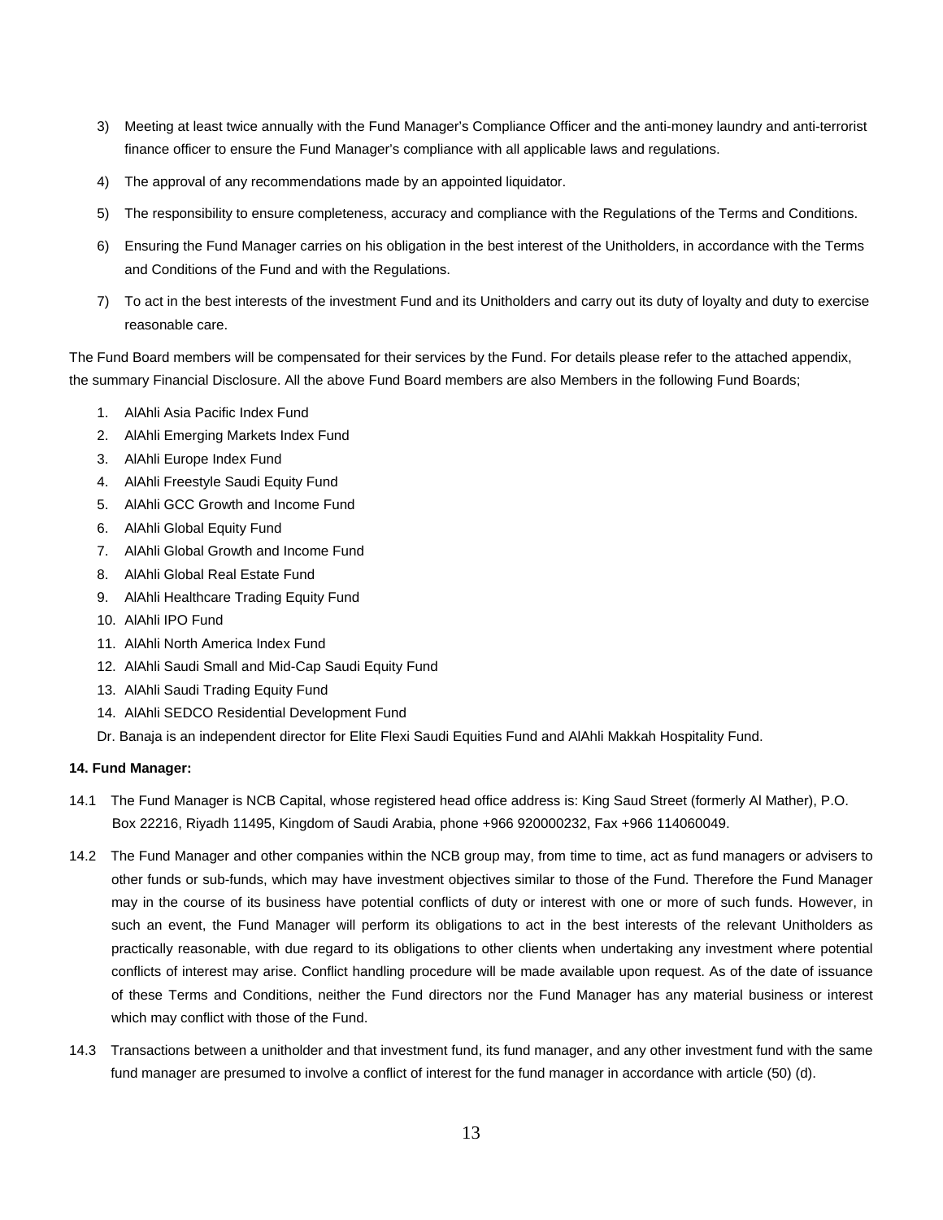3) Meeting at least twice annually with the Fund Manager's Compliance Officer and the anti-money laundry and anti-terrorist finance officer to ensure the Fund Manager's compliance with all applicable laws and regulations.

4) The approval of any recommendations made by an appointed liquidator.

5) The responsibility to ensure completeness, accuracy and compliance with the Regulations of the Terms and Conditions.

6) Ensuring the Fund Manager carries on his obligation in the best interest of the Unitholders, in accordance with the Terms and Conditions of the Fund and with the Regulations.

7) To act in the best interests of the investment Fund and its Unitholders and carry out its duty of loyalty and duty to exercise reasonable care.

The Fund Board members will be compensated for their services by the Fund. For details please refer to the attached appendix, the summary Financial Disclosure. All the above Fund Board members are also Members in the following Fund Boards;

1. AlAhli Asia Pacific Index Fund
2. AlAhli Emerging Markets Index Fund
3. AlAhli Europe Index Fund
4. AlAhli Freestyle Saudi Equity Fund
5. AlAhli GCC Growth and Income Fund
6. AlAhli Global Equity Fund
7. AlAhli Global Growth and Income Fund
8. AlAhli Global Real Estate Fund
9. AlAhli Healthcare Trading Equity Fund
10. AlAhli IPO Fund
11. AlAhli North America Index Fund
12. AlAhli Saudi Small and Mid-Cap Saudi Equity Fund
13. AlAhli Saudi Trading Equity Fund
14. AlAhli SEDCO Residential Development Fund

Dr. Banaja is an independent director for Elite Flexi Saudi Equities Fund and AlAhli Makkah Hospitality Fund.

**14. Fund Manager:**

14.1 The Fund Manager is NCB Capital, whose registered head office address is: King Saud Street (formerly Al Mather), P.O. Box 22216, Riyadh 11495, Kingdom of Saudi Arabia, phone +966 920000232, Fax +966 114060049.

14.2 The Fund Manager and other companies within the NCB group may, from time to time, act as fund managers or advisers to other funds or sub-funds, which may have investment objectives similar to those of the Fund. Therefore the Fund Manager may in the course of its business have potential conflicts of duty or interest with one or more of such funds. However, in such an event, the Fund Manager will perform its obligations to act in the best interests of the relevant Unitholders as practically reasonable, with due regard to its obligations to other clients when undertaking any investment where potential conflicts of interest may arise. Conflict handling procedure will be made available upon request. As of the date of issuance of these Terms and Conditions, neither the Fund directors nor the Fund Manager has any material business or interest which may conflict with those of the Fund.

14.3 Transactions between a unitholder and that investment fund, its fund manager, and any other investment fund with the same fund manager are presumed to involve a conflict of interest for the fund manager in accordance with article (50) (d).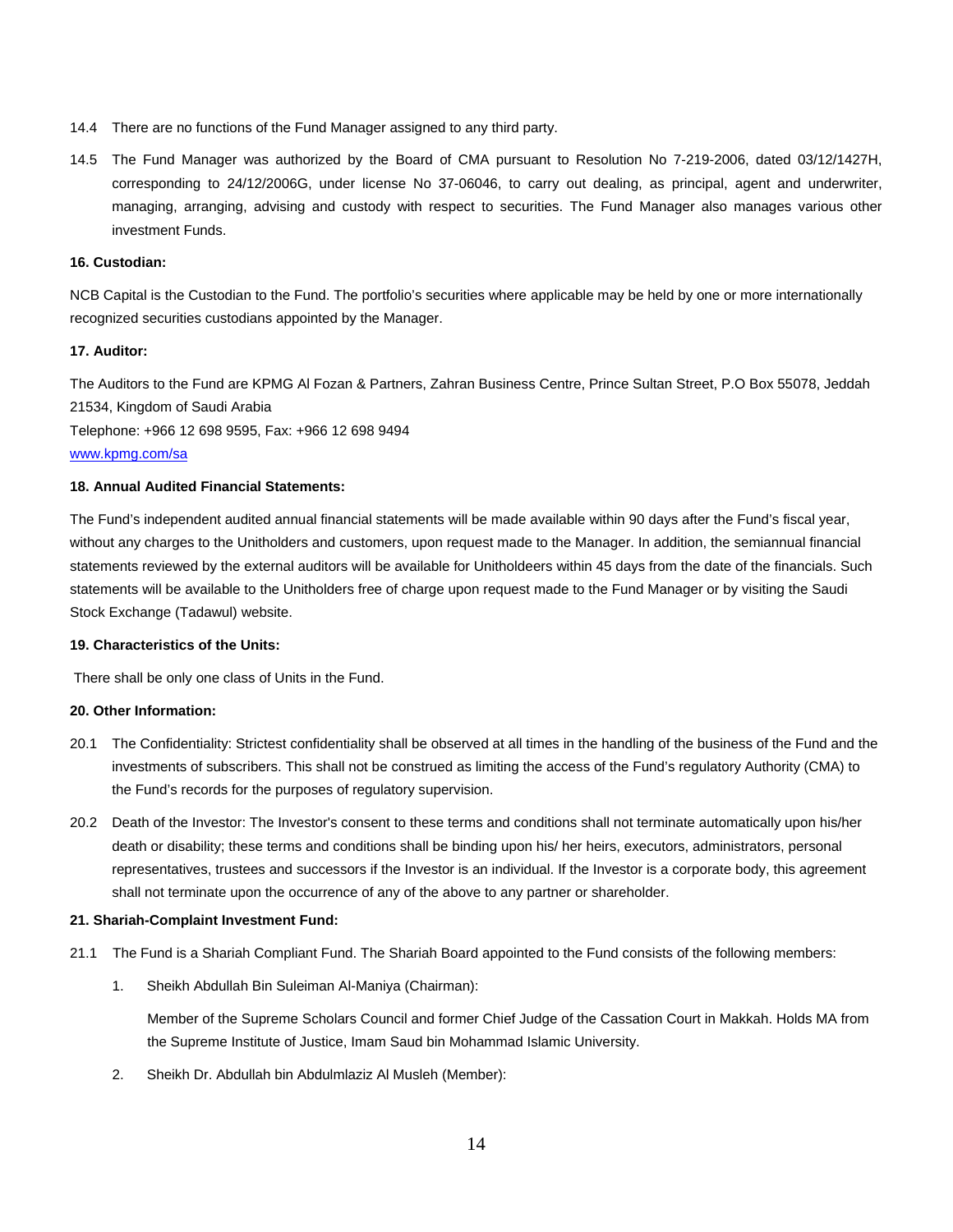14.4 There are no functions of the Fund Manager assigned to any third party.

14.5 The Fund Manager was authorized by the Board of CMA pursuant to Resolution No 7-219-2006, dated 03/12/1427H, corresponding to 24/12/2006G, under license No 37-06046, to carry out dealing, as principal, agent and underwriter, managing, arranging, advising and custody with respect to securities. The Fund Manager also manages various other investment Funds.

**16. Custodian:**

NCB Capital is the Custodian to the Fund. The portfolio's securities where applicable may be held by one or more internationally recognized securities custodians appointed by the Manager.

**17. Auditor:**

The Auditors to the Fund are KPMG Al Fozan & Partners, Zahran Business Centre, Prince Sultan Street, P.O Box 55078, Jeddah 21534, Kingdom of Saudi Arabia
Telephone: +966 12 698 9595, Fax: +966 12 698 9494
www.kpmg.com/sa

**18. Annual Audited Financial Statements:**

The Fund's independent audited annual financial statements will be made available within 90 days after the Fund's fiscal year, without any charges to the Unitholders and customers, upon request made to the Manager. In addition, the semiannual financial statements reviewed by the external auditors will be available for Unitholdeers within 45 days from the date of the financials. Such statements will be available to the Unitholders free of charge upon request made to the Fund Manager or by visiting the Saudi Stock Exchange (Tadawul) website.

**19. Characteristics of the Units:**

There shall be only one class of Units in the Fund.

**20. Other Information:**

20.1 The Confidentiality: Strictest confidentiality shall be observed at all times in the handling of the business of the Fund and the investments of subscribers. This shall not be construed as limiting the access of the Fund's regulatory Authority (CMA) to the Fund's records for the purposes of regulatory supervision.

20.2 Death of the Investor: The Investor's consent to these terms and conditions shall not terminate automatically upon his/her death or disability; these terms and conditions shall be binding upon his/ her heirs, executors, administrators, personal representatives, trustees and successors if the Investor is an individual. If the Investor is a corporate body, this agreement shall not terminate upon the occurrence of any of the above to any partner or shareholder.

**21. Shariah-Complaint Investment Fund:**

21.1 The Fund is a Shariah Compliant Fund. The Shariah Board appointed to the Fund consists of the following members:

1. Sheikh Abdullah Bin Suleiman Al-Maniya (Chairman):

   Member of the Supreme Scholars Council and former Chief Judge of the Cassation Court in Makkah. Holds MA from the Supreme Institute of Justice, Imam Saud bin Mohammad Islamic University.

2. Sheikh Dr. Abdullah bin Abdulmlaziz Al Musleh (Member):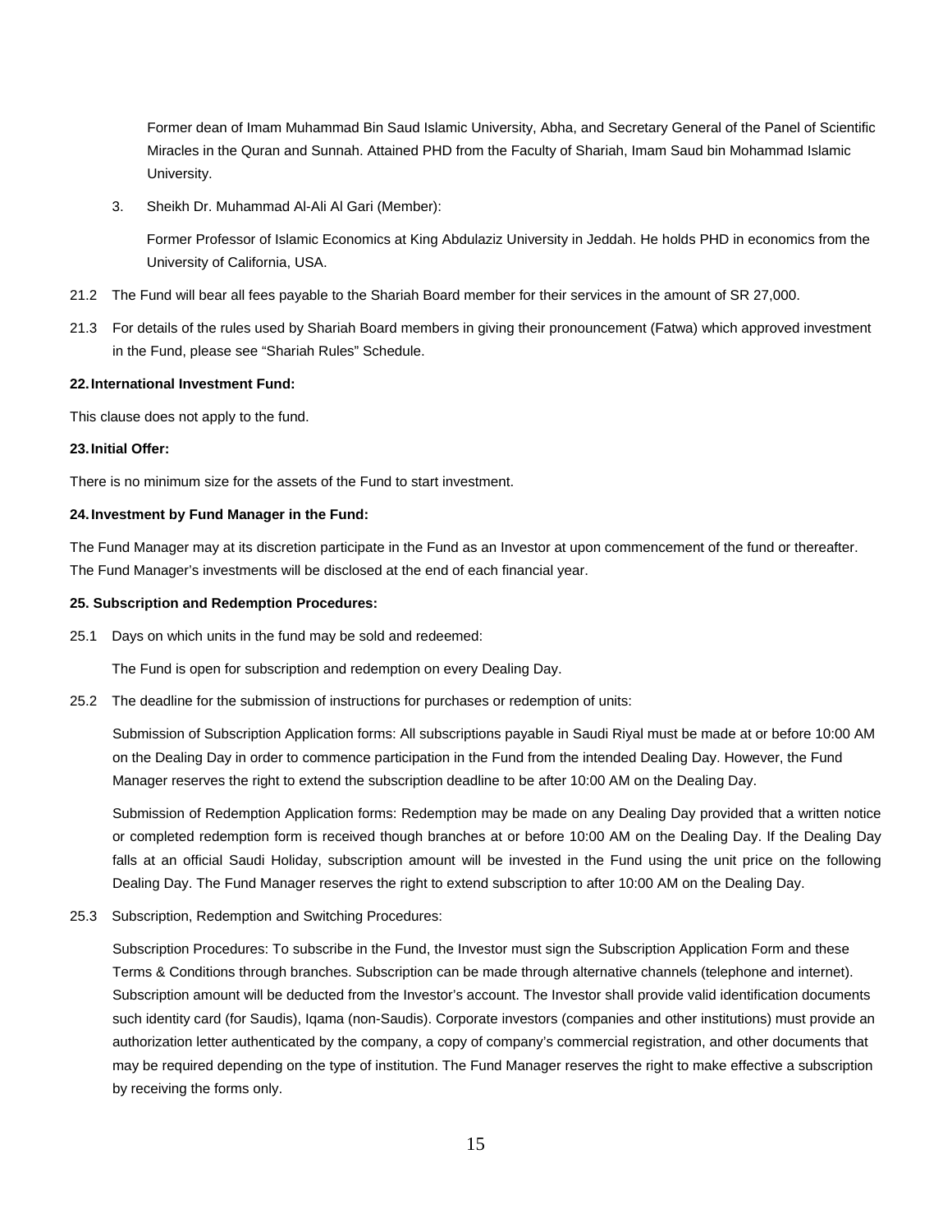Former dean of Imam Muhammad Bin Saud Islamic University, Abha, and Secretary General of the Panel of Scientific Miracles in the Quran and Sunnah. Attained PHD from the Faculty of Shariah, Imam Saud bin Mohammad Islamic University.

3. Sheikh Dr. Muhammad Al-Ali Al Gari (Member):

   Former Professor of Islamic Economics at King Abdulaziz University in Jeddah. He holds PHD in economics from the University of California, USA.

21.2 The Fund will bear all fees payable to the Shariah Board member for their services in the amount of SR 27,000.

21.3 For details of the rules used by Shariah Board members in giving their pronouncement (Fatwa) which approved investment in the Fund, please see "Shariah Rules" Schedule.

**22. International Investment Fund:**

This clause does not apply to the fund.

**23. Initial Offer:**

There is no minimum size for the assets of the Fund to start investment.

**24. Investment by Fund Manager in the Fund:**

The Fund Manager may at its discretion participate in the Fund as an Investor at upon commencement of the fund or thereafter. The Fund Manager's investments will be disclosed at the end of each financial year.

**25. Subscription and Redemption Procedures:**

25.1 Days on which units in the fund may be sold and redeemed:

The Fund is open for subscription and redemption on every Dealing Day.

25.2 The deadline for the submission of instructions for purchases or redemption of units:

Submission of Subscription Application forms: All subscriptions payable in Saudi Riyal must be made at or before 10:00 AM on the Dealing Day in order to commence participation in the Fund from the intended Dealing Day. However, the Fund Manager reserves the right to extend the subscription deadline to be after 10:00 AM on the Dealing Day.

Submission of Redemption Application forms: Redemption may be made on any Dealing Day provided that a written notice or completed redemption form is received though branches at or before 10:00 AM on the Dealing Day. If the Dealing Day falls at an official Saudi Holiday, subscription amount will be invested in the Fund using the unit price on the following Dealing Day. The Fund Manager reserves the right to extend subscription to after 10:00 AM on the Dealing Day.

25.3 Subscription, Redemption and Switching Procedures:

Subscription Procedures: To subscribe in the Fund, the Investor must sign the Subscription Application Form and these Terms & Conditions through branches. Subscription can be made through alternative channels (telephone and internet). Subscription amount will be deducted from the Investor's account. The Investor shall provide valid identification documents such identity card (for Saudis), Iqama (non-Saudis). Corporate investors (companies and other institutions) must provide an authorization letter authenticated by the company, a copy of company's commercial registration, and other documents that may be required depending on the type of institution. The Fund Manager reserves the right to make effective a subscription by receiving the forms only.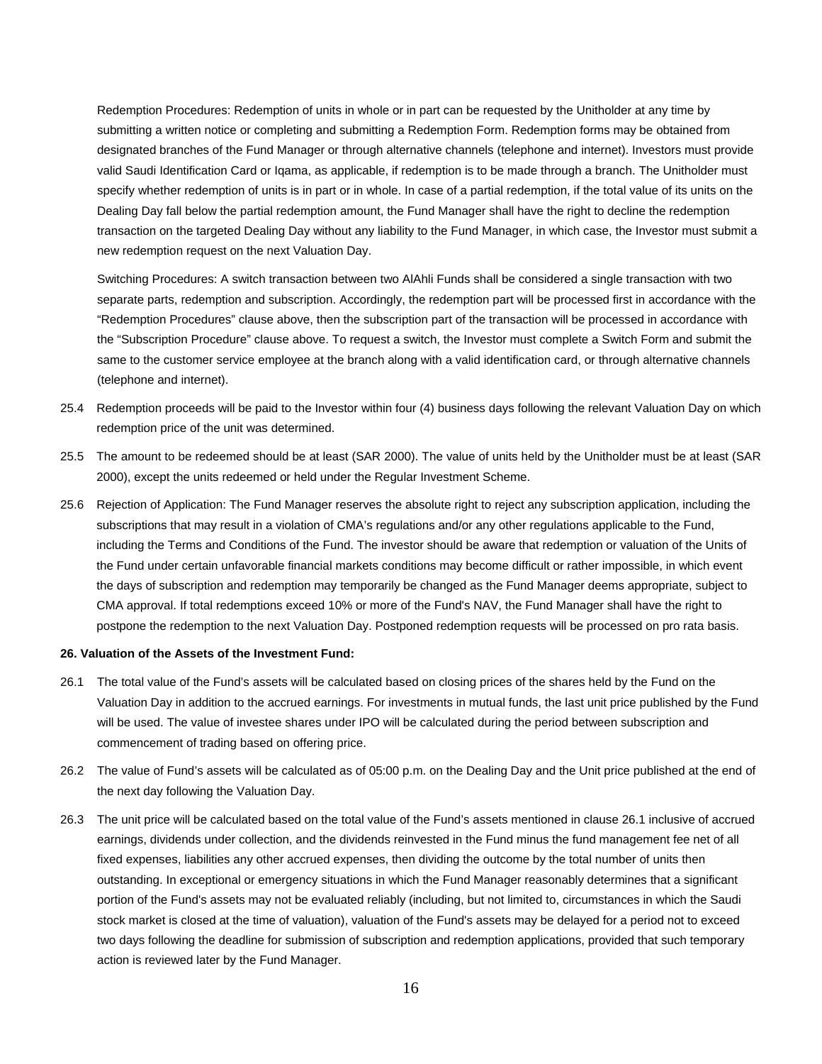Redemption Procedures: Redemption of units in whole or in part can be requested by the Unitholder at any time by submitting a written notice or completing and submitting a Redemption Form. Redemption forms may be obtained from designated branches of the Fund Manager or through alternative channels (telephone and internet). Investors must provide valid Saudi Identification Card or Iqama, as applicable, if redemption is to be made through a branch. The Unitholder must specify whether redemption of units is in part or in whole. In case of a partial redemption, if the total value of its units on the Dealing Day fall below the partial redemption amount, the Fund Manager shall have the right to decline the redemption transaction on the targeted Dealing Day without any liability to the Fund Manager, in which case, the Investor must submit a new redemption request on the next Valuation Day.

Switching Procedures: A switch transaction between two AlAhli Funds shall be considered a single transaction with two separate parts, redemption and subscription. Accordingly, the redemption part will be processed first in accordance with the "Redemption Procedures" clause above, then the subscription part of the transaction will be processed in accordance with the "Subscription Procedure" clause above. To request a switch, the Investor must complete a Switch Form and submit the same to the customer service employee at the branch along with a valid identification card, or through alternative channels (telephone and internet).

25.4 Redemption proceeds will be paid to the Investor within four (4) business days following the relevant Valuation Day on which redemption price of the unit was determined.

25.5 The amount to be redeemed should be at least (SAR 2000). The value of units held by the Unitholder must be at least (SAR 2000), except the units redeemed or held under the Regular Investment Scheme.

25.6 Rejection of Application: The Fund Manager reserves the absolute right to reject any subscription application, including the subscriptions that may result in a violation of CMA's regulations and/or any other regulations applicable to the Fund, including the Terms and Conditions of the Fund. The investor should be aware that redemption or valuation of the Units of the Fund under certain unfavorable financial markets conditions may become difficult or rather impossible, in which event the days of subscription and redemption may temporarily be changed as the Fund Manager deems appropriate, subject to CMA approval. If total redemptions exceed 10% or more of the Fund's NAV, the Fund Manager shall have the right to postpone the redemption to the next Valuation Day. Postponed redemption requests will be processed on pro rata basis.

**26. Valuation of the Assets of the Investment Fund:**

26.1 The total value of the Fund's assets will be calculated based on closing prices of the shares held by the Fund on the Valuation Day in addition to the accrued earnings. For investments in mutual funds, the last unit price published by the Fund will be used. The value of investee shares under IPO will be calculated during the period between subscription and commencement of trading based on offering price.

26.2 The value of Fund's assets will be calculated as of 05:00 p.m. on the Dealing Day and the Unit price published at the end of the next day following the Valuation Day.

26.3 The unit price will be calculated based on the total value of the Fund's assets mentioned in clause 26.1 inclusive of accrued earnings, dividends under collection, and the dividends reinvested in the Fund minus the fund management fee net of all fixed expenses, liabilities any other accrued expenses, then dividing the outcome by the total number of units then outstanding. In exceptional or emergency situations in which the Fund Manager reasonably determines that a significant portion of the Fund's assets may not be evaluated reliably (including, but not limited to, circumstances in which the Saudi stock market is closed at the time of valuation), valuation of the Fund's assets may be delayed for a period not to exceed two days following the deadline for submission of subscription and redemption applications, provided that such temporary action is reviewed later by the Fund Manager.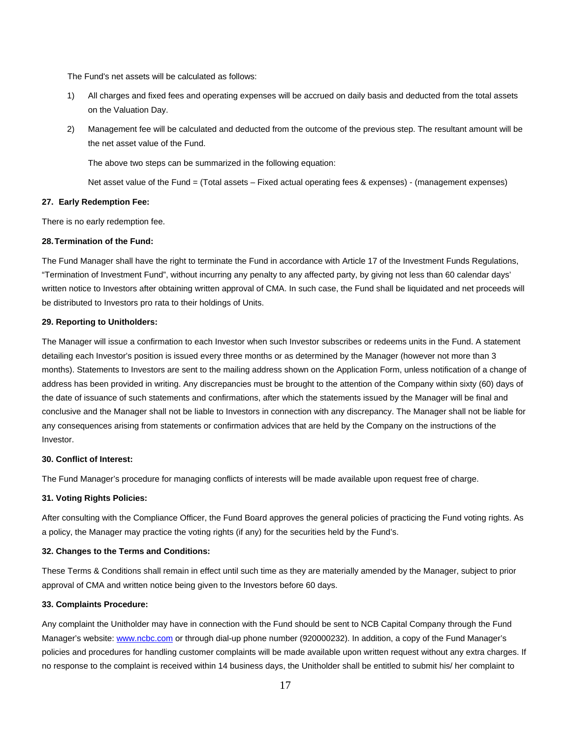The Fund's net assets will be calculated as follows:

1) All charges and fixed fees and operating expenses will be accrued on daily basis and deducted from the total assets on the Valuation Day.

2) Management fee will be calculated and deducted from the outcome of the previous step. The resultant amount will be the net asset value of the Fund.

   The above two steps can be summarized in the following equation:

   Net asset value of the Fund = (Total assets – Fixed actual operating fees & expenses) - (management expenses)

**27. Early Redemption Fee:**

There is no early redemption fee.

**28. Termination of the Fund:**

The Fund Manager shall have the right to terminate the Fund in accordance with Article 17 of the Investment Funds Regulations, "Termination of Investment Fund", without incurring any penalty to any affected party, by giving not less than 60 calendar days' written notice to Investors after obtaining written approval of CMA. In such case, the Fund shall be liquidated and net proceeds will be distributed to Investors pro rata to their holdings of Units.

**29. Reporting to Unitholders:**

The Manager will issue a confirmation to each Investor when such Investor subscribes or redeems units in the Fund. A statement detailing each Investor's position is issued every three months or as determined by the Manager (however not more than 3 months). Statements to Investors are sent to the mailing address shown on the Application Form, unless notification of a change of address has been provided in writing. Any discrepancies must be brought to the attention of the Company within sixty (60) days of the date of issuance of such statements and confirmations, after which the statements issued by the Manager will be final and conclusive and the Manager shall not be liable to Investors in connection with any discrepancy. The Manager shall not be liable for any consequences arising from statements or confirmation advices that are held by the Company on the instructions of the Investor.

**30. Conflict of Interest:**

The Fund Manager's procedure for managing conflicts of interests will be made available upon request free of charge.

**31. Voting Rights Policies:**

After consulting with the Compliance Officer, the Fund Board approves the general policies of practicing the Fund voting rights. As a policy, the Manager may practice the voting rights (if any) for the securities held by the Fund's.

**32. Changes to the Terms and Conditions:**

These Terms & Conditions shall remain in effect until such time as they are materially amended by the Manager, subject to prior approval of CMA and written notice being given to the Investors before 60 days.

**33. Complaints Procedure:**

Any complaint the Unitholder may have in connection with the Fund should be sent to NCB Capital Company through the Fund Manager's website: [www.ncbc.com](http://www.ncbc.com) or through dial-up phone number (920000232). In addition, a copy of the Fund Manager's policies and procedures for handling customer complaints will be made available upon written request without any extra charges. If no response to the complaint is received within 14 business days, the Unitholder shall be entitled to submit his/ her complaint to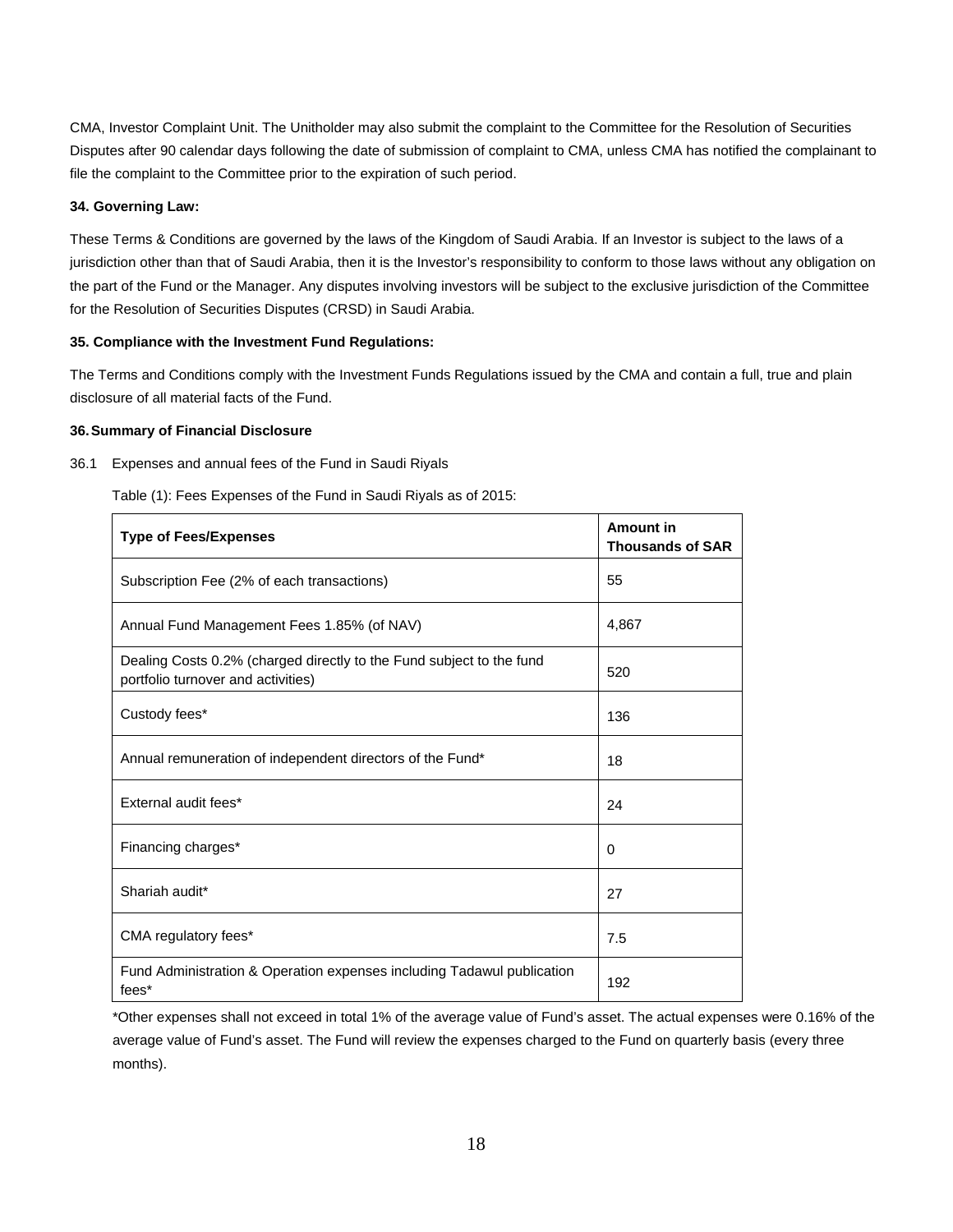CMA, Investor Complaint Unit. The Unitholder may also submit the complaint to the Committee for the Resolution of Securities Disputes after 90 calendar days following the date of submission of complaint to CMA, unless CMA has notified the complainant to file the complaint to the Committee prior to the expiration of such period.

**34. Governing Law:**

These Terms & Conditions are governed by the laws of the Kingdom of Saudi Arabia. If an Investor is subject to the laws of a jurisdiction other than that of Saudi Arabia, then it is the Investor's responsibility to conform to those laws without any obligation on the part of the Fund or the Manager. Any disputes involving investors will be subject to the exclusive jurisdiction of the Committee for the Resolution of Securities Disputes (CRSD) in Saudi Arabia.

**35. Compliance with the Investment Fund Regulations:**

The Terms and Conditions comply with the Investment Funds Regulations issued by the CMA and contain a full, true and plain disclosure of all material facts of the Fund.

**36. Summary of Financial Disclosure**

36.1 Expenses and annual fees of the Fund in Saudi Riyals

Table (1): Fees Expenses of the Fund in Saudi Riyals as of 2015:

| Type of Fees/Expenses | Amount in Thousands of SAR |
|---|---|
| Subscription Fee (2% of each transactions) | 55 |
| Annual Fund Management Fees 1.85% (of NAV) | 4,867 |
| Dealing Costs 0.2% (charged directly to the Fund subject to the fund portfolio turnover and activities) | 520 |
| Custody fees* | 136 |
| Annual remuneration of independent directors of the Fund* | 18 |
| External audit fees* | 24 |
| Financing charges* | 0 |
| Shariah audit* | 27 |
| CMA regulatory fees* | 7.5 |
| Fund Administration & Operation expenses including Tadawul publication fees* | 192 |

*Other expenses shall not exceed in total 1% of the average value of Fund's asset. The actual expenses were 0.16% of the average value of Fund's asset. The Fund will review the expenses charged to the Fund on quarterly basis (every three months).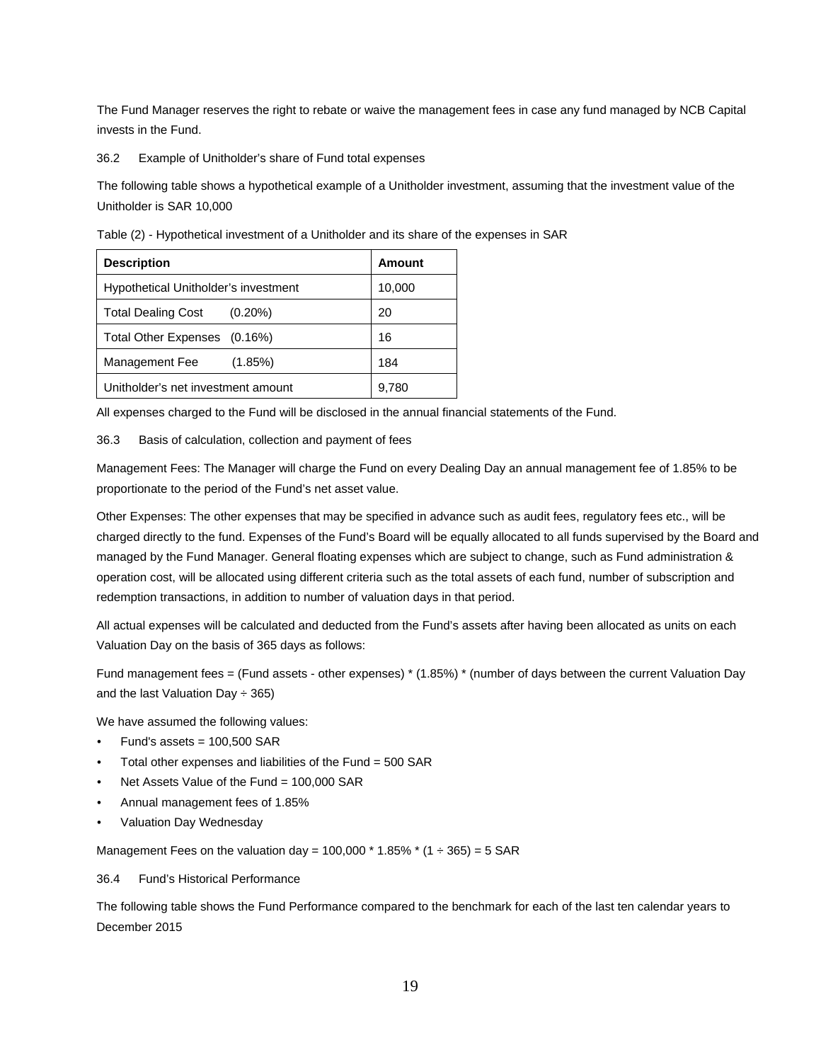The Fund Manager reserves the right to rebate or waive the management fees in case any fund managed by NCB Capital invests in the Fund.

36.2 Example of Unitholder's share of Fund total expenses

The following table shows a hypothetical example of a Unitholder investment, assuming that the investment value of the Unitholder is SAR 10,000

Table (2) - Hypothetical investment of a Unitholder and its share of the expenses in SAR

| **Description** | **Amount** |
|---|---|
| Hypothetical Unitholder's investment | 10,000 |
| Total Dealing Cost (0.20%) | 20 |
| Total Other Expenses (0.16%) | 16 |
| Management Fee (1.85%) | 184 |
| Unitholder's net investment amount | 9,780 |

All expenses charged to the Fund will be disclosed in the annual financial statements of the Fund.

36.3 Basis of calculation, collection and payment of fees

Management Fees: The Manager will charge the Fund on every Dealing Day an annual management fee of 1.85% to be proportionate to the period of the Fund's net asset value.

Other Expenses: The other expenses that may be specified in advance such as audit fees, regulatory fees etc., will be charged directly to the fund. Expenses of the Fund's Board will be equally allocated to all funds supervised by the Board and managed by the Fund Manager. General floating expenses which are subject to change, such as Fund administration & operation cost, will be allocated using different criteria such as the total assets of each fund, number of subscription and redemption transactions, in addition to number of valuation days in that period.

All actual expenses will be calculated and deducted from the Fund's assets after having been allocated as units on each Valuation Day on the basis of 365 days as follows:

Fund management fees = (Fund assets - other expenses) * (1.85%) * (number of days between the current Valuation Day and the last Valuation Day ÷ 365)

We have assumed the following values:

- Fund's assets = 100,500 SAR
- Total other expenses and liabilities of the Fund = 500 SAR
- Net Assets Value of the Fund = 100,000 SAR
- Annual management fees of 1.85%
- Valuation Day Wednesday

Management Fees on the valuation day = 100,000 * 1.85% * (1 ÷ 365) = 5 SAR

36.4 Fund's Historical Performance

The following table shows the Fund Performance compared to the benchmark for each of the last ten calendar years to December 2015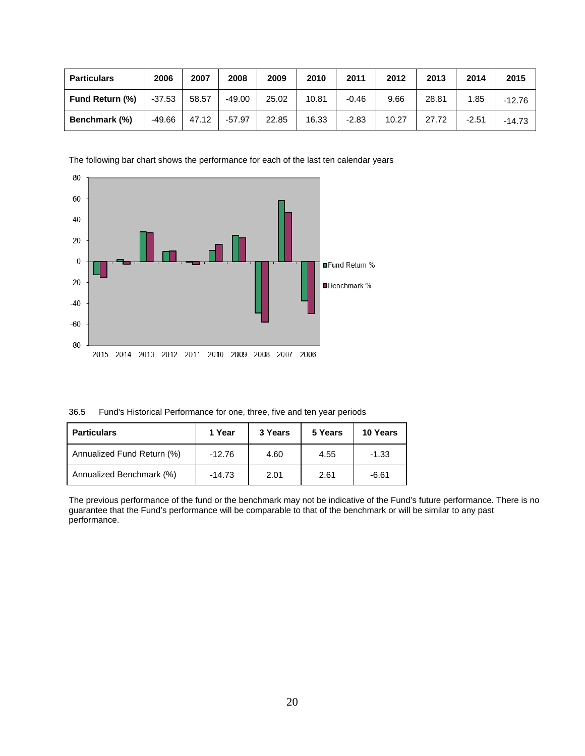| Particulars | 2006 | 2007 | 2008 | 2009 | 2010 | 2011 | 2012 | 2013 | 2014 | 2015 |
|---|---|---|---|---|---|---|---|---|---|---|
| **Fund Return (%)** | -37.53 | 58.57 | -49.00 | 25.02 | 10.81 | -0.46 | 9.66 | 28.81 | 1.85 | -12.76 |
| **Benchmark (%)** | -49.66 | 47.12 | -57.97 | 22.85 | 16.33 | -2.83 | 10.27 | 27.72 | -2.51 | -14.73 |

The following bar chart shows the performance for each of the last ten calendar years

36.5 Fund's Historical Performance for one, three, five and ten year periods

| Particulars | 1 Year | 3 Years | 5 Years | 10 Years |
|---|---|---|---|---|
| Annualized Fund Return (%) | -12.76 | 4.60 | 4.55 | -1.33 |
| Annualized Benchmark (%) | -14.73 | 2.01 | 2.61 | -6.61 |

The previous performance of the fund or the benchmark may not be indicative of the Fund's future performance. There is no guarantee that the Fund's performance will be comparable to that of the benchmark or will be similar to any past performance.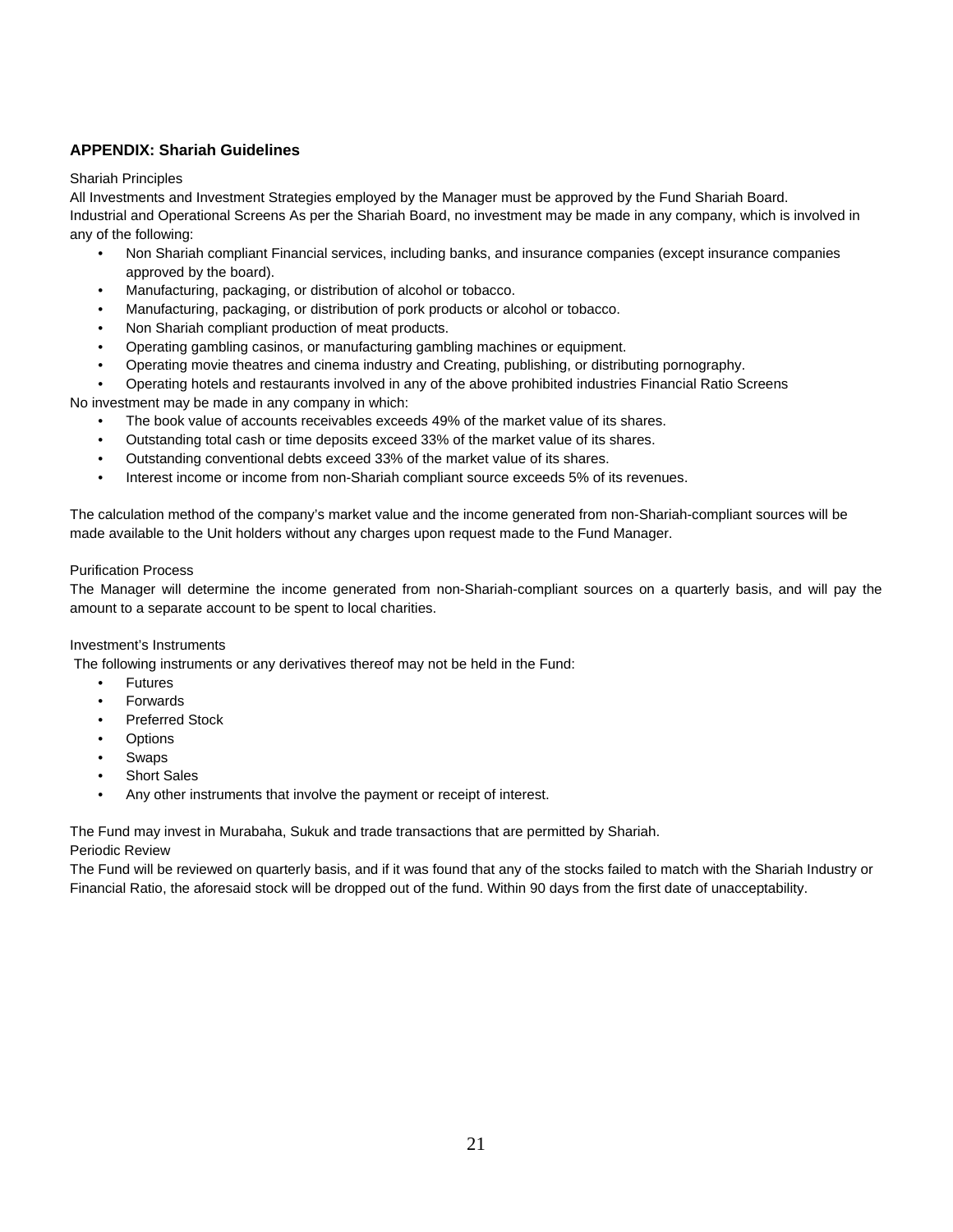### APPENDIX: Shariah Guidelines

Shariah Principles

All Investments and Investment Strategies employed by the Manager must be approved by the Fund Shariah Board.

Industrial and Operational Screens As per the Shariah Board, no investment may be made in any company, which is involved in any of the following:

- Non Shariah compliant Financial services, including banks, and insurance companies (except insurance companies approved by the board).
- Manufacturing, packaging, or distribution of alcohol or tobacco.
- Manufacturing, packaging, or distribution of pork products or alcohol or tobacco.
- Non Shariah compliant production of meat products.
- Operating gambling casinos, or manufacturing gambling machines or equipment.
- Operating movie theatres and cinema industry and Creating, publishing, or distributing pornography.
- Operating hotels and restaurants involved in any of the above prohibited industries Financial Ratio Screens

No investment may be made in any company in which:

- The book value of accounts receivables exceeds 49% of the market value of its shares.
- Outstanding total cash or time deposits exceed 33% of the market value of its shares.
- Outstanding conventional debts exceed 33% of the market value of its shares.
- Interest income or income from non-Shariah compliant source exceeds 5% of its revenues.

The calculation method of the company's market value and the income generated from non-Shariah-compliant sources will be made available to the Unit holders without any charges upon request made to the Fund Manager.

Purification Process

The Manager will determine the income generated from non-Shariah-compliant sources on a quarterly basis, and will pay the amount to a separate account to be spent to local charities.

Investment's Instruments

The following instruments or any derivatives thereof may not be held in the Fund:

- Futures
- Forwards
- Preferred Stock
- Options
- Swaps
- Short Sales
- Any other instruments that involve the payment or receipt of interest.

The Fund may invest in Murabaha, Sukuk and trade transactions that are permitted by Shariah.

Periodic Review

The Fund will be reviewed on quarterly basis, and if it was found that any of the stocks failed to match with the Shariah Industry or Financial Ratio, the aforesaid stock will be dropped out of the fund. Within 90 days from the first date of unacceptability.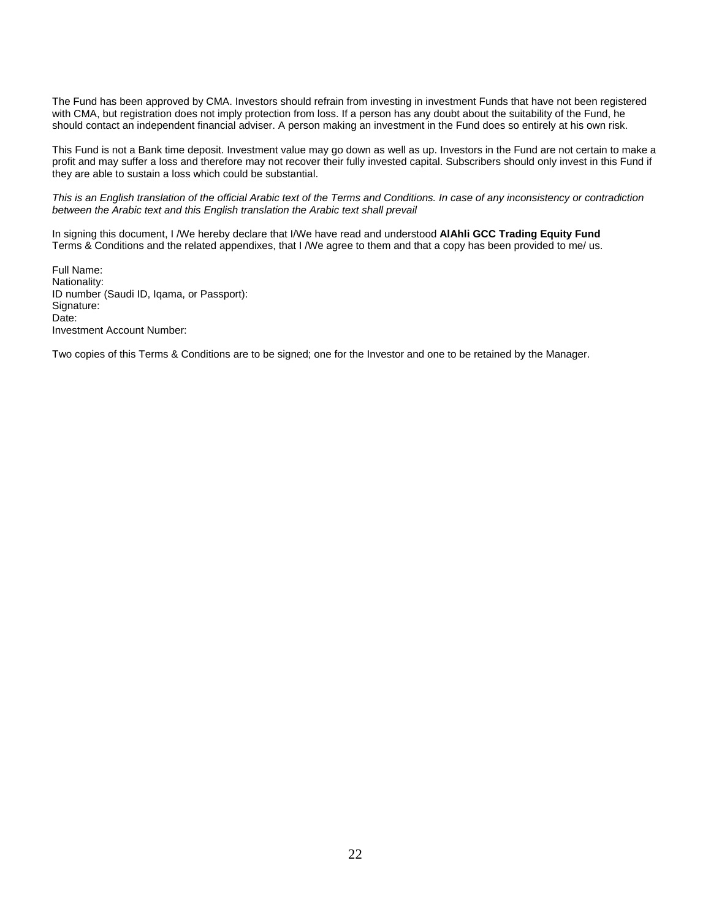The Fund has been approved by CMA. Investors should refrain from investing in investment Funds that have not been registered with CMA, but registration does not imply protection from loss. If a person has any doubt about the suitability of the Fund, he should contact an independent financial adviser. A person making an investment in the Fund does so entirely at his own risk.

This Fund is not a Bank time deposit. Investment value may go down as well as up. Investors in the Fund are not certain to make a profit and may suffer a loss and therefore may not recover their fully invested capital. Subscribers should only invest in this Fund if they are able to sustain a loss which could be substantial.

*This is an English translation of the official Arabic text of the Terms and Conditions. In case of any inconsistency or contradiction between the Arabic text and this English translation the Arabic text shall prevail*

In signing this document, I /We hereby declare that I/We have read and understood **AlAhli GCC Trading Equity Fund** Terms & Conditions and the related appendixes, that I /We agree to them and that a copy has been provided to me/ us.

Full Name:
Nationality:
ID number (Saudi ID, Iqama, or Passport):
Signature:
Date:
Investment Account Number:

Two copies of this Terms & Conditions are to be signed; one for the Investor and one to be retained by the Manager.